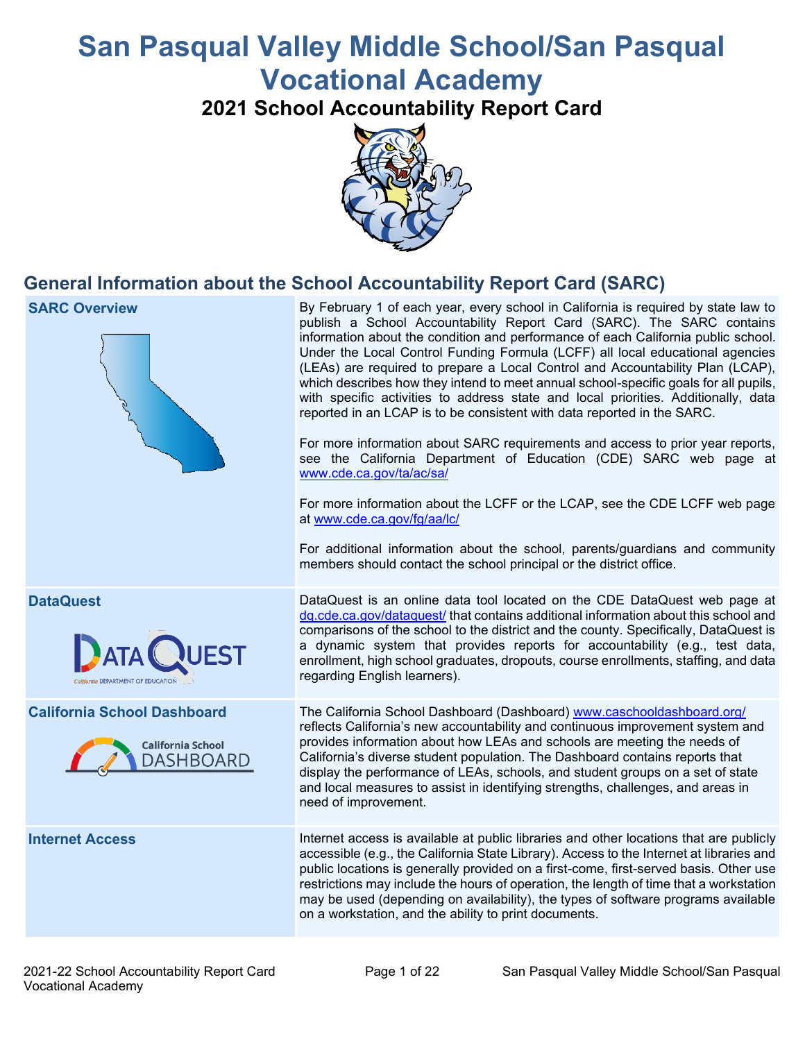# San Pasqual Valley Middle School/San Pasqual Vocational Academy

## 2021 School Accountability Report Card

## General Information about the School Accountability Report Card (SARC)

| | |
|---|---|
| **SARC Overview** | By February 1 of each year, every school in California is required by state law to publish a School Accountability Report Card (SARC). The SARC contains information about the condition and performance of each California public school. Under the Local Control Funding Formula (LCFF) all local educational agencies (LEAs) are required to prepare a Local Control and Accountability Plan (LCAP), which describes how they intend to meet annual school-specific goals for all pupils, with specific activities to address state and local priorities. Additionally, data reported in an LCAP is to be consistent with data reported in the SARC.<br><br>For more information about SARC requirements and access to prior year reports, see the California Department of Education (CDE) SARC web page at www.cde.ca.gov/ta/ac/sa/<br><br>For more information about the LCFF or the LCAP, see the CDE LCFF web page at www.cde.ca.gov/fg/aa/lc/<br><br>For additional information about the school, parents/guardians and community members should contact the school principal or the district office. |
| **DataQuest** | DataQuest is an online data tool located on the CDE DataQuest web page at dq.cde.ca.gov/dataquest/ that contains additional information about this school and comparisons of the school to the district and the county. Specifically, DataQuest is a dynamic system that provides reports for accountability (e.g., test data, enrollment, high school graduates, dropouts, course enrollments, staffing, and data regarding English learners). |
| **California School Dashboard** | The California School Dashboard (Dashboard) www.caschooldashboard.org/ reflects California's new accountability and continuous improvement system and provides information about how LEAs and schools are meeting the needs of California's diverse student population. The Dashboard contains reports that display the performance of LEAs, schools, and student groups on a set of state and local measures to assist in identifying strengths, challenges, and areas in need of improvement. |
| **Internet Access** | Internet access is available at public libraries and other locations that are publicly accessible (e.g., the California State Library). Access to the Internet at libraries and public locations is generally provided on a first-come, first-served basis. Other use restrictions may include the hours of operation, the length of time that a workstation may be used (depending on availability), the types of software programs available on a workstation, and the ability to print documents. |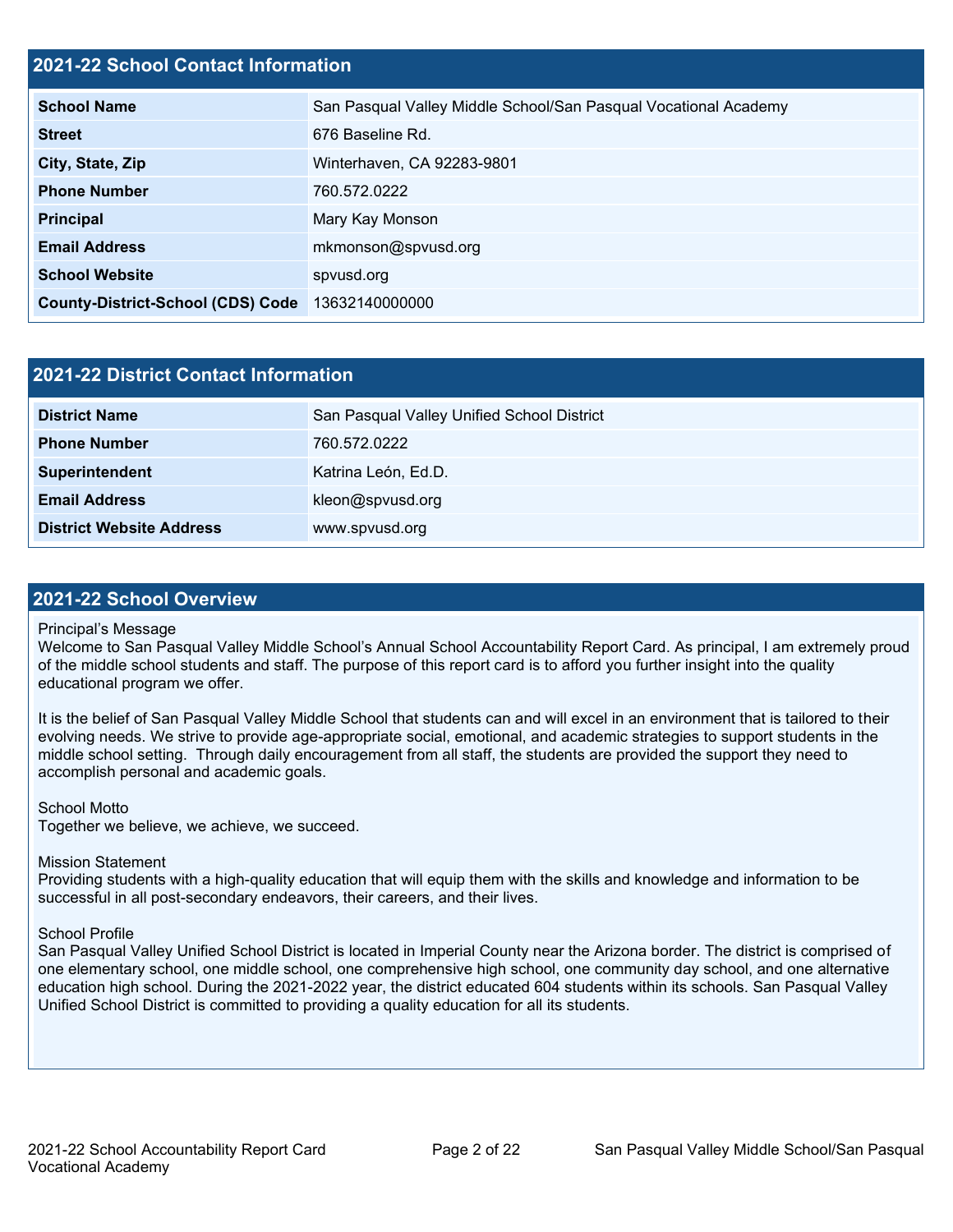## 2021-22 School Contact Information

| | |
|---|---|
| **School Name** | San Pasqual Valley Middle School/San Pasqual Vocational Academy |
| **Street** | 676 Baseline Rd. |
| **City, State, Zip** | Winterhaven, CA 92283-9801 |
| **Phone Number** | 760.572.0222 |
| **Principal** | Mary Kay Monson |
| **Email Address** | mkmonson@spvusd.org |
| **School Website** | spvusd.org |
| **County-District-School (CDS) Code** | 13632140000000 |

## 2021-22 District Contact Information

| | |
|---|---|
| **District Name** | San Pasqual Valley Unified School District |
| **Phone Number** | 760.572.0222 |
| **Superintendent** | Katrina León, Ed.D. |
| **Email Address** | kleon@spvusd.org |
| **District Website Address** | www.spvusd.org |

## 2021-22 School Overview

Principal's Message
Welcome to San Pasqual Valley Middle School's Annual School Accountability Report Card. As principal, I am extremely proud of the middle school students and staff. The purpose of this report card is to afford you further insight into the quality educational program we offer.

It is the belief of San Pasqual Valley Middle School that students can and will excel in an environment that is tailored to their evolving needs. We strive to provide age-appropriate social, emotional, and academic strategies to support students in the middle school setting. Through daily encouragement from all staff, the students are provided the support they need to accomplish personal and academic goals.

School Motto
Together we believe, we achieve, we succeed.

Mission Statement
Providing students with a high-quality education that will equip them with the skills and knowledge and information to be successful in all post-secondary endeavors, their careers, and their lives.

School Profile
San Pasqual Valley Unified School District is located in Imperial County near the Arizona border. The district is comprised of one elementary school, one middle school, one comprehensive high school, one community day school, and one alternative education high school. During the 2021-2022 year, the district educated 604 students within its schools. San Pasqual Valley Unified School District is committed to providing a quality education for all its students.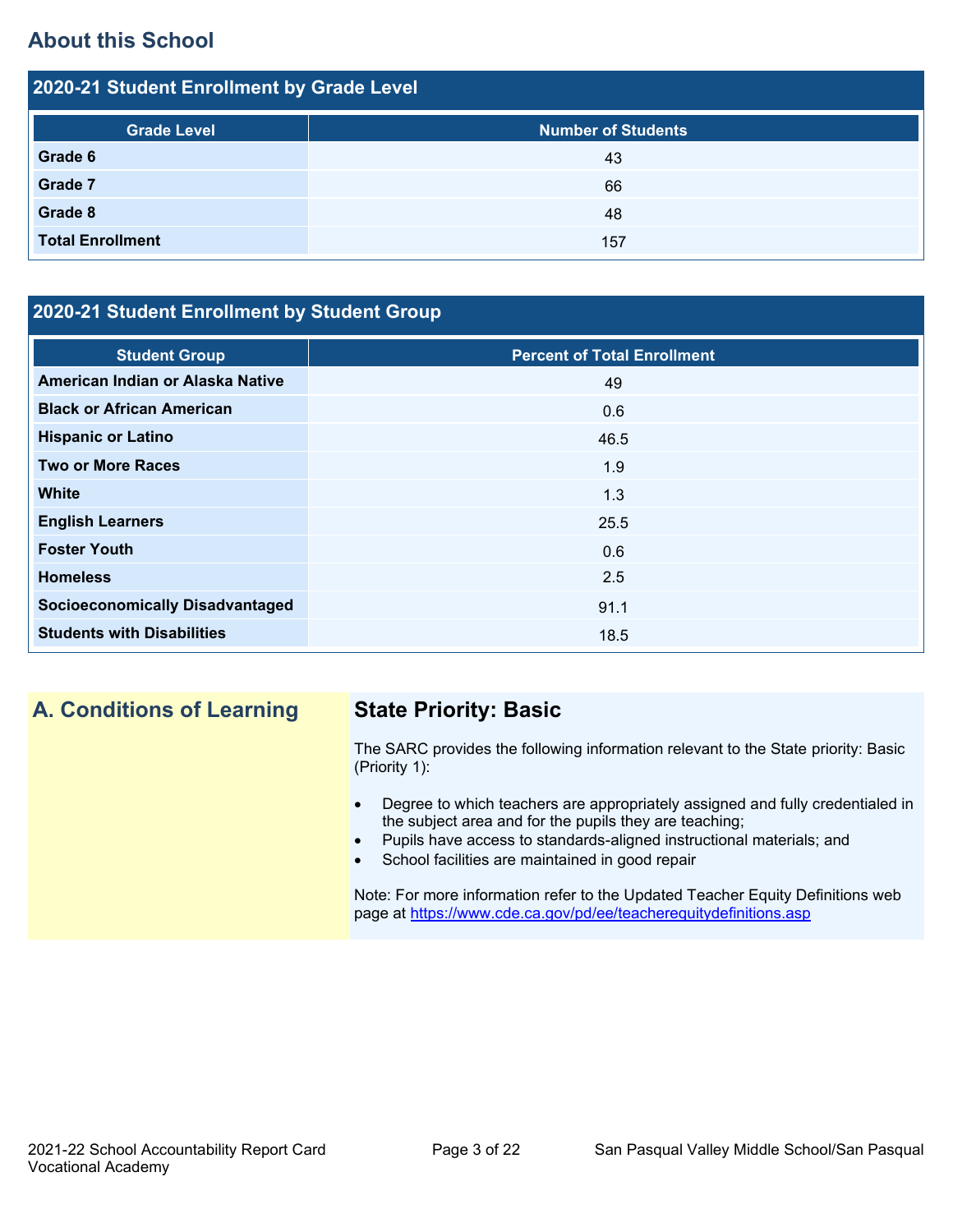## About this School

### 2020-21 Student Enrollment by Grade Level

| Grade Level | Number of Students |
|---|---|
| **Grade 6** | 43 |
| **Grade 7** | 66 |
| **Grade 8** | 48 |
| **Total Enrollment** | 157 |

### 2020-21 Student Enrollment by Student Group

| Student Group | Percent of Total Enrollment |
|---|---|
| **American Indian or Alaska Native** | 49 |
| **Black or African American** | 0.6 |
| **Hispanic or Latino** | 46.5 |
| **Two or More Races** | 1.9 |
| **White** | 1.3 |
| **English Learners** | 25.5 |
| **Foster Youth** | 0.6 |
| **Homeless** | 2.5 |
| **Socioeconomically Disadvantaged** | 91.1 |
| **Students with Disabilities** | 18.5 |

## A. Conditions of Learning

### State Priority: Basic

The SARC provides the following information relevant to the State priority: Basic (Priority 1):

- Degree to which teachers are appropriately assigned and fully credentialed in the subject area and for the pupils they are teaching;
- Pupils have access to standards-aligned instructional materials; and
- School facilities are maintained in good repair

Note: For more information refer to the Updated Teacher Equity Definitions web page at https://www.cde.ca.gov/pd/ee/teacherequitydefinitions.asp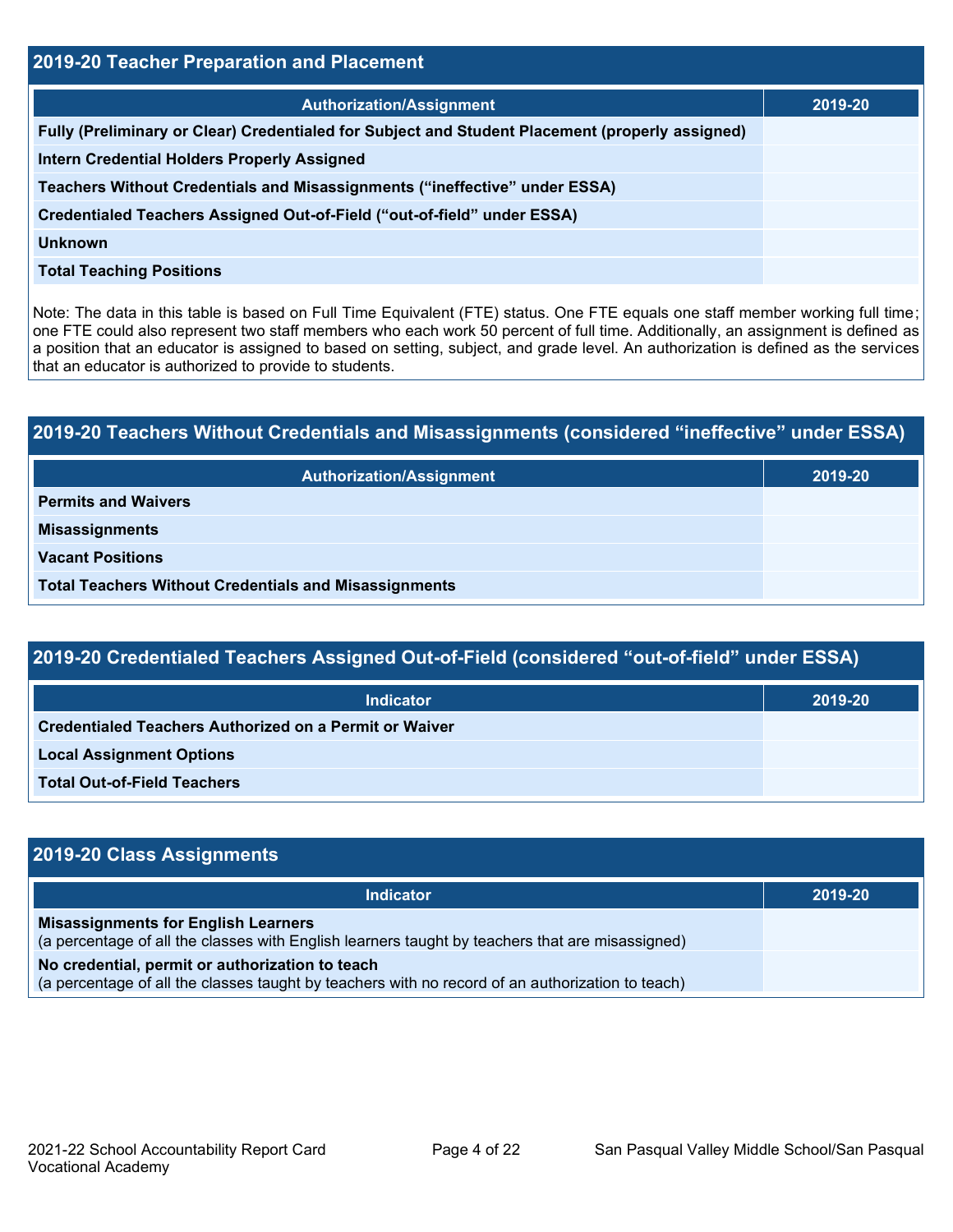## 2019-20 Teacher Preparation and Placement

| Authorization/Assignment | 2019-20 |
| --- | --- |
| Fully (Preliminary or Clear) Credentialed for Subject and Student Placement (properly assigned) | |
| Intern Credential Holders Properly Assigned | |
| Teachers Without Credentials and Misassignments (“ineffective” under ESSA) | |
| Credentialed Teachers Assigned Out-of-Field (“out-of-field” under ESSA) | |
| Unknown | |
| Total Teaching Positions | |

Note: The data in this table is based on Full Time Equivalent (FTE) status. One FTE equals one staff member working full time; one FTE could also represent two staff members who each work 50 percent of full time. Additionally, an assignment is defined as a position that an educator is assigned to based on setting, subject, and grade level. An authorization is defined as the services that an educator is authorized to provide to students.

## 2019-20 Teachers Without Credentials and Misassignments (considered “ineffective” under ESSA)

| Authorization/Assignment | 2019-20 |
| --- | --- |
| Permits and Waivers | |
| Misassignments | |
| Vacant Positions | |
| Total Teachers Without Credentials and Misassignments | |

## 2019-20 Credentialed Teachers Assigned Out-of-Field (considered “out-of-field” under ESSA)

| Indicator | 2019-20 |
| --- | --- |
| Credentialed Teachers Authorized on a Permit or Waiver | |
| Local Assignment Options | |
| Total Out-of-Field Teachers | |

## 2019-20 Class Assignments

| Indicator | 2019-20 |
| --- | --- |
| **Misassignments for English Learners** (a percentage of all the classes with English learners taught by teachers that are misassigned) | |
| **No credential, permit or authorization to teach** (a percentage of all the classes taught by teachers with no record of an authorization to teach) | |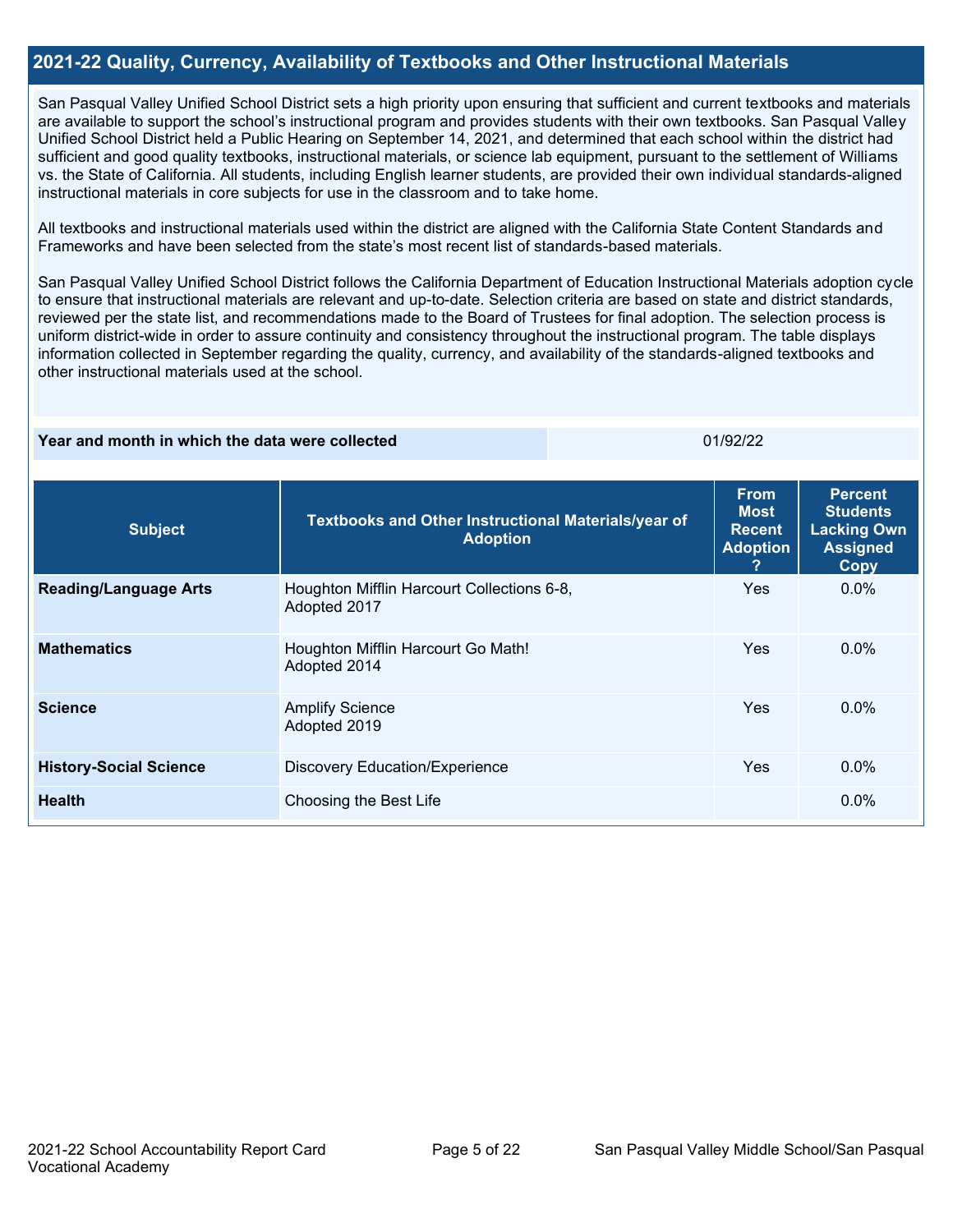## 2021-22 Quality, Currency, Availability of Textbooks and Other Instructional Materials

San Pasqual Valley Unified School District sets a high priority upon ensuring that sufficient and current textbooks and materials are available to support the school's instructional program and provides students with their own textbooks. San Pasqual Valley Unified School District held a Public Hearing on September 14, 2021, and determined that each school within the district had sufficient and good quality textbooks, instructional materials, or science lab equipment, pursuant to the settlement of Williams vs. the State of California. All students, including English learner students, are provided their own individual standards-aligned instructional materials in core subjects for use in the classroom and to take home.

All textbooks and instructional materials used within the district are aligned with the California State Content Standards and Frameworks and have been selected from the state's most recent list of standards-based materials.

San Pasqual Valley Unified School District follows the California Department of Education Instructional Materials adoption cycle to ensure that instructional materials are relevant and up-to-date. Selection criteria are based on state and district standards, reviewed per the state list, and recommendations made to the Board of Trustees for final adoption. The selection process is uniform district-wide in order to assure continuity and consistency throughout the instructional program. The table displays information collected in September regarding the quality, currency, and availability of the standards-aligned textbooks and other instructional materials used at the school.

| Year and month in which the data were collected | 01/92/22 |
|---|---|

| Subject | Textbooks and Other Instructional Materials/year of Adoption | From Most Recent Adoption ? | Percent Students Lacking Own Assigned Copy |
|---|---|---|---|
| **Reading/Language Arts** | Houghton Mifflin Harcourt Collections 6-8, Adopted 2017 | Yes | 0.0% |
| **Mathematics** | Houghton Mifflin Harcourt Go Math! Adopted 2014 | Yes | 0.0% |
| **Science** | Amplify Science Adopted 2019 | Yes | 0.0% |
| **History-Social Science** | Discovery Education/Experience | Yes | 0.0% |
| **Health** | Choosing the Best Life | | 0.0% |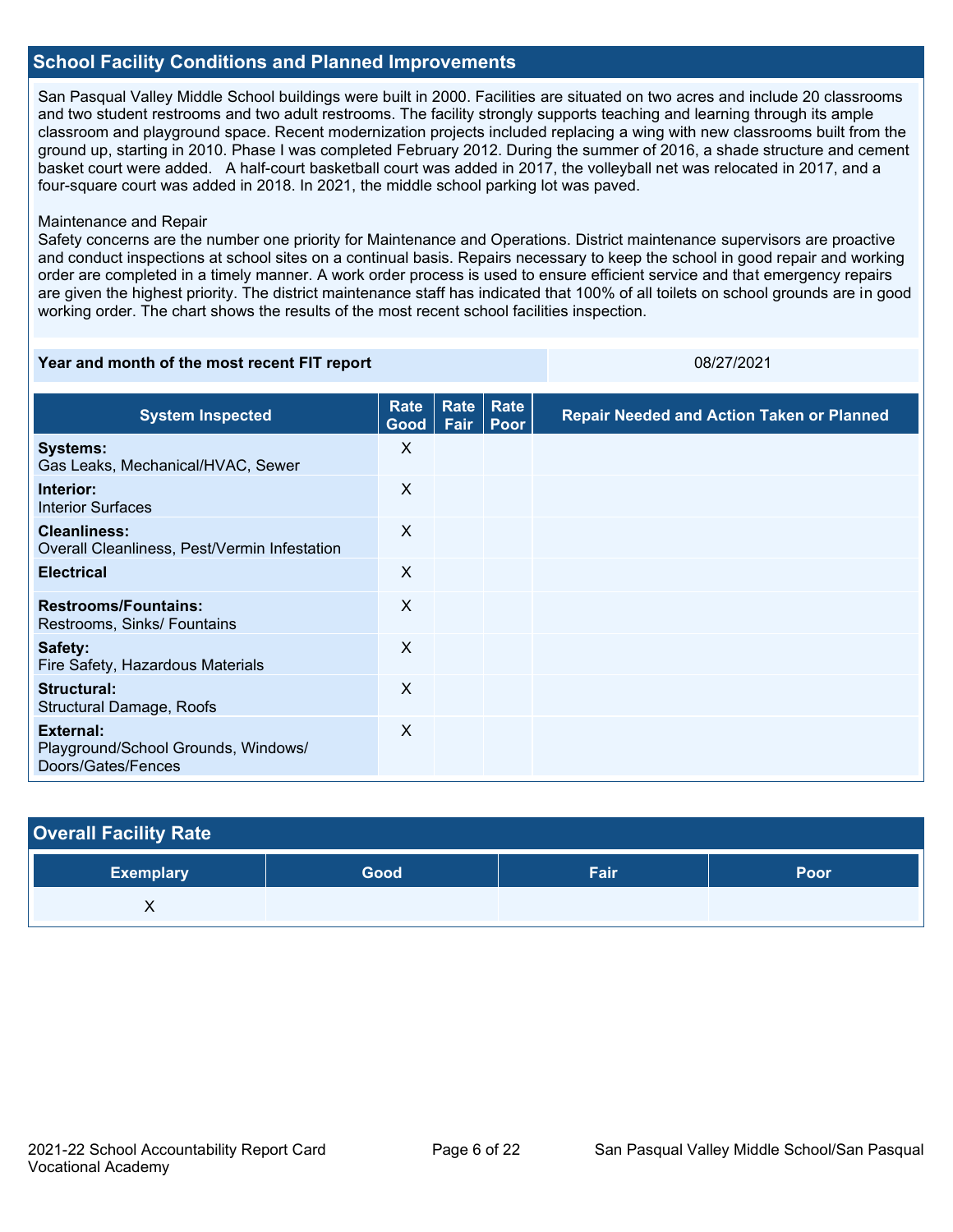## School Facility Conditions and Planned Improvements

San Pasqual Valley Middle School buildings were built in 2000. Facilities are situated on two acres and include 20 classrooms and two student restrooms and two adult restrooms. The facility strongly supports teaching and learning through its ample classroom and playground space. Recent modernization projects included replacing a wing with new classrooms built from the ground up, starting in 2010. Phase I was completed February 2012. During the summer of 2016, a shade structure and cement basket court were added. A half-court basketball court was added in 2017, the volleyball net was relocated in 2017, and a four-square court was added in 2018. In 2021, the middle school parking lot was paved.

Maintenance and Repair
Safety concerns are the number one priority for Maintenance and Operations. District maintenance supervisors are proactive and conduct inspections at school sites on a continual basis. Repairs necessary to keep the school in good repair and working order are completed in a timely manner. A work order process is used to ensure efficient service and that emergency repairs are given the highest priority. The district maintenance staff has indicated that 100% of all toilets on school grounds are in good working order. The chart shows the results of the most recent school facilities inspection.

| Year and month of the most recent FIT report | 08/27/2021 |
|---|---|

| System Inspected | Rate Good | Rate Fair | Rate Poor | Repair Needed and Action Taken or Planned |
|---|---|---|---|---|
| **Systems:** Gas Leaks, Mechanical/HVAC, Sewer | X | | | |
| **Interior:** Interior Surfaces | X | | | |
| **Cleanliness:** Overall Cleanliness, Pest/Vermin Infestation | X | | | |
| **Electrical** | X | | | |
| **Restrooms/Fountains:** Restrooms, Sinks/ Fountains | X | | | |
| **Safety:** Fire Safety, Hazardous Materials | X | | | |
| **Structural:** Structural Damage, Roofs | X | | | |
| **External:** Playground/School Grounds, Windows/ Doors/Gates/Fences | X | | | |

## Overall Facility Rate

| Exemplary | Good | Fair | Poor |
|---|---|---|---|
| X | | | |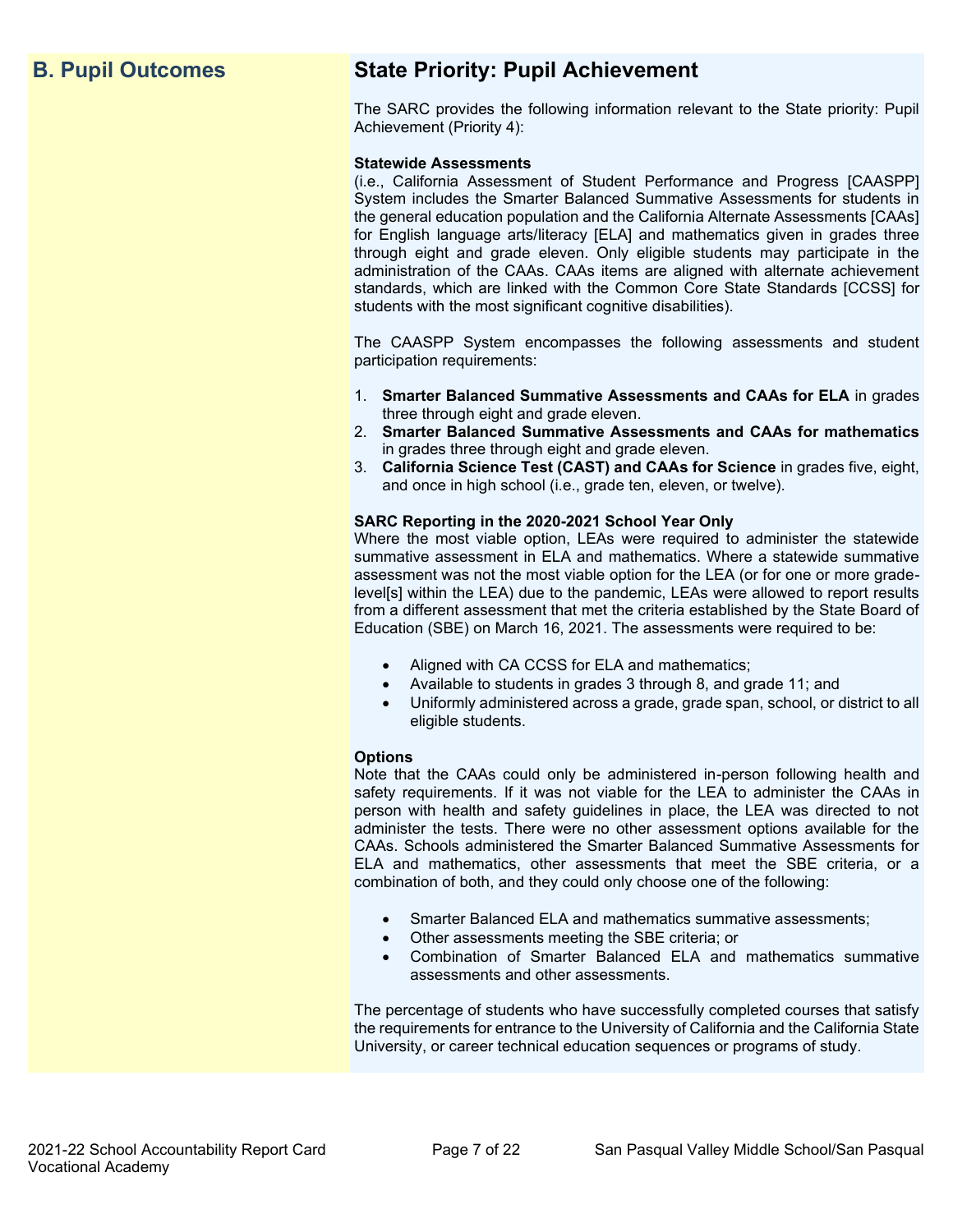## B. Pupil Outcomes

## State Priority: Pupil Achievement

The SARC provides the following information relevant to the State priority: Pupil Achievement (Priority 4):

**Statewide Assessments**
(i.e., California Assessment of Student Performance and Progress [CAASPP] System includes the Smarter Balanced Summative Assessments for students in the general education population and the California Alternate Assessments [CAAs] for English language arts/literacy [ELA] and mathematics given in grades three through eight and grade eleven. Only eligible students may participate in the administration of the CAAs. CAAs items are aligned with alternate achievement standards, which are linked with the Common Core State Standards [CCSS] for students with the most significant cognitive disabilities).

The CAASPP System encompasses the following assessments and student participation requirements:

1. **Smarter Balanced Summative Assessments and CAAs for ELA** in grades three through eight and grade eleven.
2. **Smarter Balanced Summative Assessments and CAAs for mathematics** in grades three through eight and grade eleven.
3. **California Science Test (CAST) and CAAs for Science** in grades five, eight, and once in high school (i.e., grade ten, eleven, or twelve).

**SARC Reporting in the 2020-2021 School Year Only**
Where the most viable option, LEAs were required to administer the statewide summative assessment in ELA and mathematics. Where a statewide summative assessment was not the most viable option for the LEA (or for one or more grade-level[s] within the LEA) due to the pandemic, LEAs were allowed to report results from a different assessment that met the criteria established by the State Board of Education (SBE) on March 16, 2021. The assessments were required to be:

- Aligned with CA CCSS for ELA and mathematics;
- Available to students in grades 3 through 8, and grade 11; and
- Uniformly administered across a grade, grade span, school, or district to all eligible students.

**Options**
Note that the CAAs could only be administered in-person following health and safety requirements. If it was not viable for the LEA to administer the CAAs in person with health and safety guidelines in place, the LEA was directed to not administer the tests. There were no other assessment options available for the CAAs. Schools administered the Smarter Balanced Summative Assessments for ELA and mathematics, other assessments that meet the SBE criteria, or a combination of both, and they could only choose one of the following:

- Smarter Balanced ELA and mathematics summative assessments;
- Other assessments meeting the SBE criteria; or
- Combination of Smarter Balanced ELA and mathematics summative assessments and other assessments.

The percentage of students who have successfully completed courses that satisfy the requirements for entrance to the University of California and the California State University, or career technical education sequences or programs of study.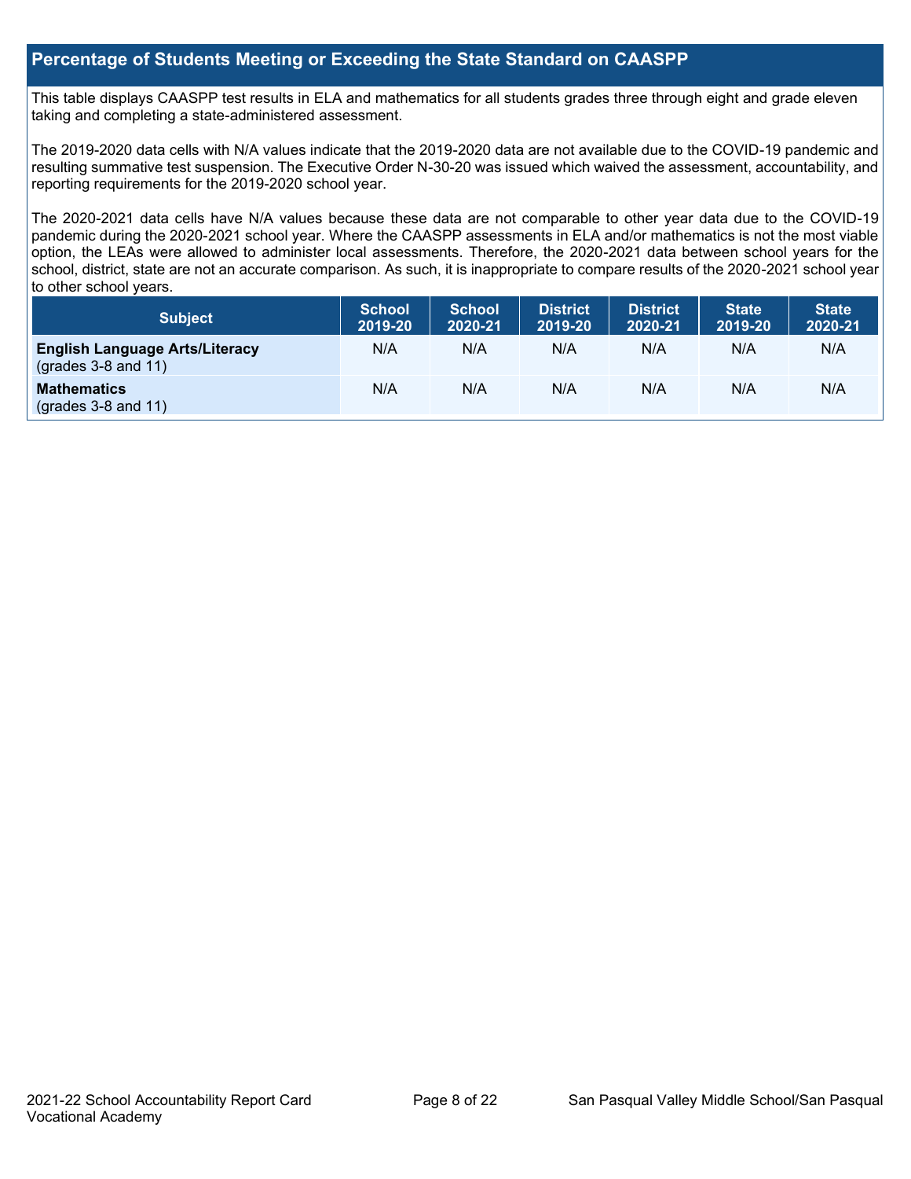## Percentage of Students Meeting or Exceeding the State Standard on CAASPP

This table displays CAASPP test results in ELA and mathematics for all students grades three through eight and grade eleven taking and completing a state-administered assessment.

The 2019-2020 data cells with N/A values indicate that the 2019-2020 data are not available due to the COVID-19 pandemic and resulting summative test suspension. The Executive Order N-30-20 was issued which waived the assessment, accountability, and reporting requirements for the 2019-2020 school year.

The 2020-2021 data cells have N/A values because these data are not comparable to other year data due to the COVID-19 pandemic during the 2020-2021 school year. Where the CAASPP assessments in ELA and/or mathematics is not the most viable option, the LEAs were allowed to administer local assessments. Therefore, the 2020-2021 data between school years for the school, district, state are not an accurate comparison. As such, it is inappropriate to compare results of the 2020-2021 school year to other school years.

| Subject | School 2019-20 | School 2020-21 | District 2019-20 | District 2020-21 | State 2019-20 | State 2020-21 |
|---|---|---|---|---|---|---|
| **English Language Arts/Literacy** (grades 3-8 and 11) | N/A | N/A | N/A | N/A | N/A | N/A |
| **Mathematics** (grades 3-8 and 11) | N/A | N/A | N/A | N/A | N/A | N/A |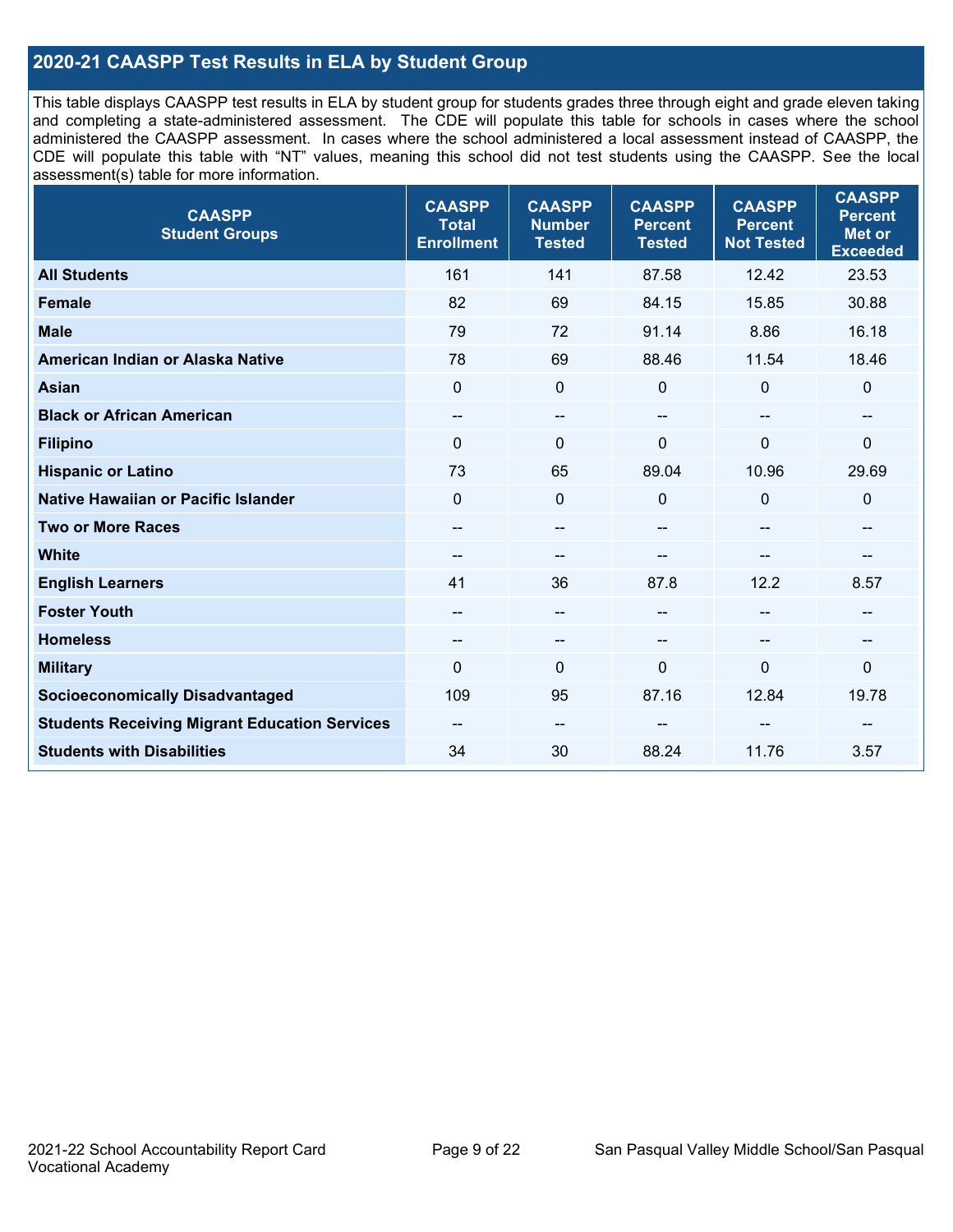## 2020-21 CAASPP Test Results in ELA by Student Group

This table displays CAASPP test results in ELA by student group for students grades three through eight and grade eleven taking and completing a state-administered assessment. The CDE will populate this table for schools in cases where the school administered the CAASPP assessment. In cases where the school administered a local assessment instead of CAASPP, the CDE will populate this table with "NT" values, meaning this school did not test students using the CAASPP. See the local assessment(s) table for more information.

| CAASPP Student Groups | CAASPP Total Enrollment | CAASPP Number Tested | CAASPP Percent Tested | CAASPP Percent Not Tested | CAASPP Percent Met or Exceeded |
|---|---|---|---|---|---|
| **All Students** | 161 | 141 | 87.58 | 12.42 | 23.53 |
| **Female** | 82 | 69 | 84.15 | 15.85 | 30.88 |
| **Male** | 79 | 72 | 91.14 | 8.86 | 16.18 |
| **American Indian or Alaska Native** | 78 | 69 | 88.46 | 11.54 | 18.46 |
| **Asian** | 0 | 0 | 0 | 0 | 0 |
| **Black or African American** | -- | -- | -- | -- | -- |
| **Filipino** | 0 | 0 | 0 | 0 | 0 |
| **Hispanic or Latino** | 73 | 65 | 89.04 | 10.96 | 29.69 |
| **Native Hawaiian or Pacific Islander** | 0 | 0 | 0 | 0 | 0 |
| **Two or More Races** | -- | -- | -- | -- | -- |
| **White** | -- | -- | -- | -- | -- |
| **English Learners** | 41 | 36 | 87.8 | 12.2 | 8.57 |
| **Foster Youth** | -- | -- | -- | -- | -- |
| **Homeless** | -- | -- | -- | -- | -- |
| **Military** | 0 | 0 | 0 | 0 | 0 |
| **Socioeconomically Disadvantaged** | 109 | 95 | 87.16 | 12.84 | 19.78 |
| **Students Receiving Migrant Education Services** | -- | -- | -- | -- | -- |
| **Students with Disabilities** | 34 | 30 | 88.24 | 11.76 | 3.57 |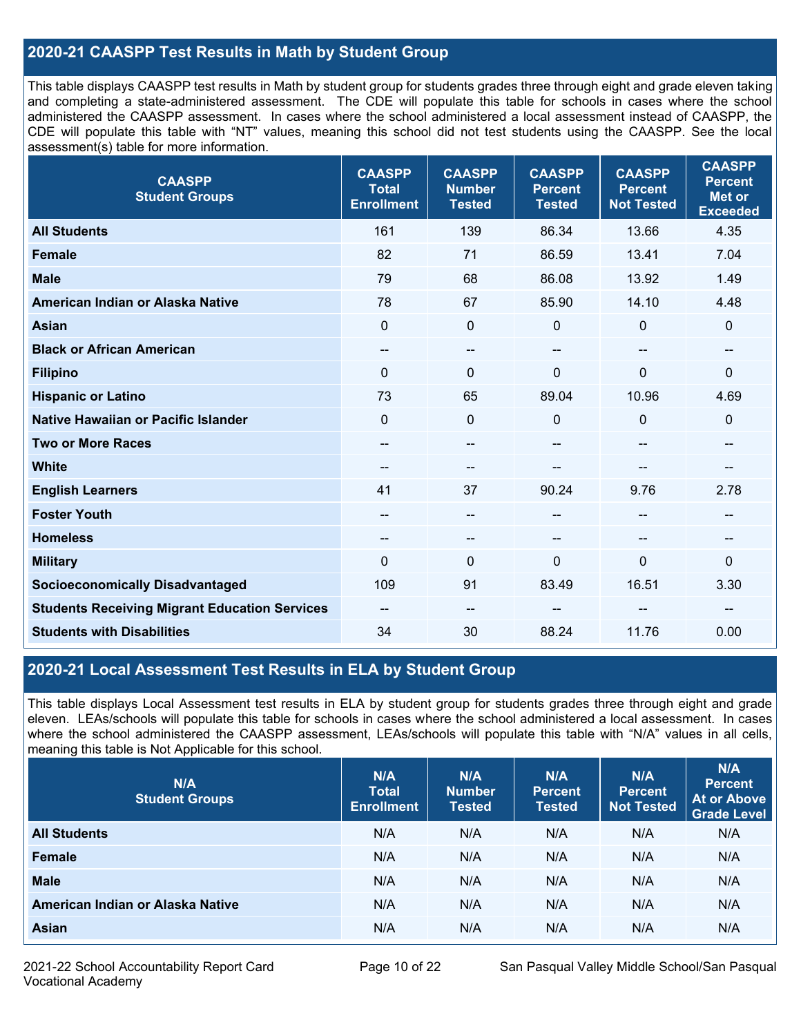## 2020-21 CAASPP Test Results in Math by Student Group

This table displays CAASPP test results in Math by student group for students grades three through eight and grade eleven taking and completing a state-administered assessment. The CDE will populate this table for schools in cases where the school administered the CAASPP assessment. In cases where the school administered a local assessment instead of CAASPP, the CDE will populate this table with "NT" values, meaning this school did not test students using the CAASPP. See the local assessment(s) table for more information.

| CAASPP Student Groups | CAASPP Total Enrollment | CAASPP Number Tested | CAASPP Percent Tested | CAASPP Percent Not Tested | CAASPP Percent Met or Exceeded |
|---|---|---|---|---|---|
| **All Students** | 161 | 139 | 86.34 | 13.66 | 4.35 |
| **Female** | 82 | 71 | 86.59 | 13.41 | 7.04 |
| **Male** | 79 | 68 | 86.08 | 13.92 | 1.49 |
| **American Indian or Alaska Native** | 78 | 67 | 85.90 | 14.10 | 4.48 |
| **Asian** | 0 | 0 | 0 | 0 | 0 |
| **Black or African American** | -- | -- | -- | -- | -- |
| **Filipino** | 0 | 0 | 0 | 0 | 0 |
| **Hispanic or Latino** | 73 | 65 | 89.04 | 10.96 | 4.69 |
| **Native Hawaiian or Pacific Islander** | 0 | 0 | 0 | 0 | 0 |
| **Two or More Races** | -- | -- | -- | -- | -- |
| **White** | -- | -- | -- | -- | -- |
| **English Learners** | 41 | 37 | 90.24 | 9.76 | 2.78 |
| **Foster Youth** | -- | -- | -- | -- | -- |
| **Homeless** | -- | -- | -- | -- | -- |
| **Military** | 0 | 0 | 0 | 0 | 0 |
| **Socioeconomically Disadvantaged** | 109 | 91 | 83.49 | 16.51 | 3.30 |
| **Students Receiving Migrant Education Services** | -- | -- | -- | -- | -- |
| **Students with Disabilities** | 34 | 30 | 88.24 | 11.76 | 0.00 |

## 2020-21 Local Assessment Test Results in ELA by Student Group

This table displays Local Assessment test results in ELA by student group for students grades three through eight and grade eleven. LEAs/schools will populate this table for schools in cases where the school administered a local assessment. In cases where the school administered the CAASPP assessment, LEAs/schools will populate this table with "N/A" values in all cells, meaning this table is Not Applicable for this school.

| N/A Student Groups | N/A Total Enrollment | N/A Number Tested | N/A Percent Tested | N/A Percent Not Tested | N/A Percent At or Above Grade Level |
|---|---|---|---|---|---|
| **All Students** | N/A | N/A | N/A | N/A | N/A |
| **Female** | N/A | N/A | N/A | N/A | N/A |
| **Male** | N/A | N/A | N/A | N/A | N/A |
| **American Indian or Alaska Native** | N/A | N/A | N/A | N/A | N/A |
| **Asian** | N/A | N/A | N/A | N/A | N/A |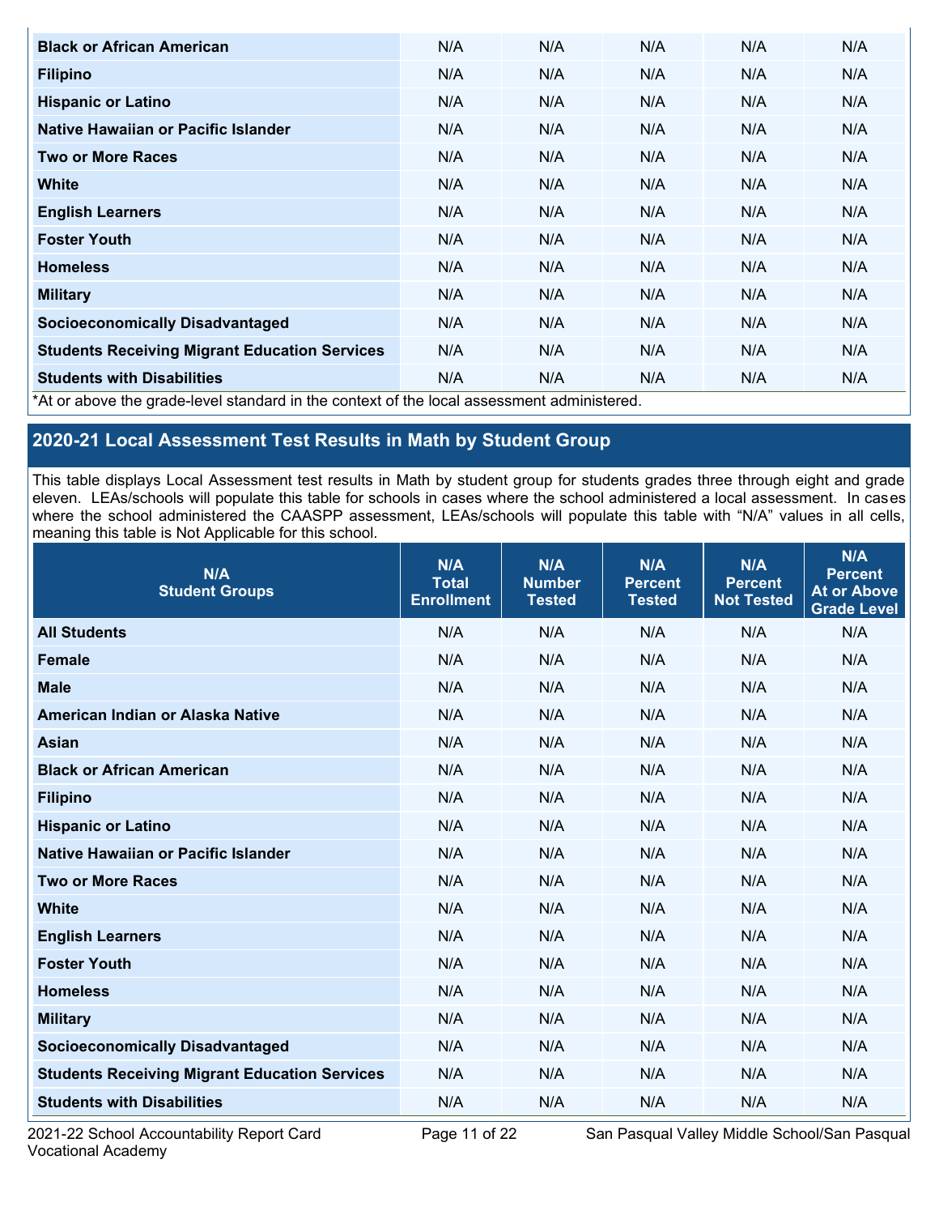| Black or African American | N/A | N/A | N/A | N/A | N/A |
|---|---|---|---|---|---|
| Filipino | N/A | N/A | N/A | N/A | N/A |
| Hispanic or Latino | N/A | N/A | N/A | N/A | N/A |
| Native Hawaiian or Pacific Islander | N/A | N/A | N/A | N/A | N/A |
| Two or More Races | N/A | N/A | N/A | N/A | N/A |
| White | N/A | N/A | N/A | N/A | N/A |
| English Learners | N/A | N/A | N/A | N/A | N/A |
| Foster Youth | N/A | N/A | N/A | N/A | N/A |
| Homeless | N/A | N/A | N/A | N/A | N/A |
| Military | N/A | N/A | N/A | N/A | N/A |
| Socioeconomically Disadvantaged | N/A | N/A | N/A | N/A | N/A |
| Students Receiving Migrant Education Services | N/A | N/A | N/A | N/A | N/A |
| Students with Disabilities | N/A | N/A | N/A | N/A | N/A |

*At or above the grade-level standard in the context of the local assessment administered.

## 2020-21 Local Assessment Test Results in Math by Student Group

This table displays Local Assessment test results in Math by student group for students grades three through eight and grade eleven. LEAs/schools will populate this table for schools in cases where the school administered a local assessment. In cases where the school administered the CAASPP assessment, LEAs/schools will populate this table with "N/A" values in all cells, meaning this table is Not Applicable for this school.

| N/A Student Groups | N/A Total Enrollment | N/A Number Tested | N/A Percent Tested | N/A Percent Not Tested | N/A Percent At or Above Grade Level |
|---|---|---|---|---|---|
| All Students | N/A | N/A | N/A | N/A | N/A |
| Female | N/A | N/A | N/A | N/A | N/A |
| Male | N/A | N/A | N/A | N/A | N/A |
| American Indian or Alaska Native | N/A | N/A | N/A | N/A | N/A |
| Asian | N/A | N/A | N/A | N/A | N/A |
| Black or African American | N/A | N/A | N/A | N/A | N/A |
| Filipino | N/A | N/A | N/A | N/A | N/A |
| Hispanic or Latino | N/A | N/A | N/A | N/A | N/A |
| Native Hawaiian or Pacific Islander | N/A | N/A | N/A | N/A | N/A |
| Two or More Races | N/A | N/A | N/A | N/A | N/A |
| White | N/A | N/A | N/A | N/A | N/A |
| English Learners | N/A | N/A | N/A | N/A | N/A |
| Foster Youth | N/A | N/A | N/A | N/A | N/A |
| Homeless | N/A | N/A | N/A | N/A | N/A |
| Military | N/A | N/A | N/A | N/A | N/A |
| Socioeconomically Disadvantaged | N/A | N/A | N/A | N/A | N/A |
| Students Receiving Migrant Education Services | N/A | N/A | N/A | N/A | N/A |
| Students with Disabilities | N/A | N/A | N/A | N/A | N/A |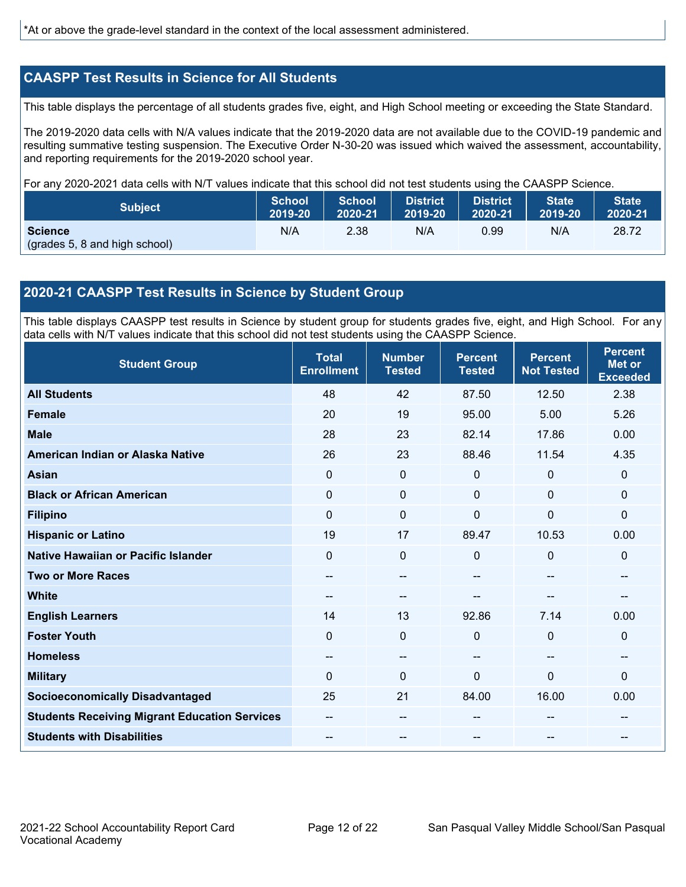*At or above the grade-level standard in the context of the local assessment administered.

## CAASPP Test Results in Science for All Students

This table displays the percentage of all students grades five, eight, and High School meeting or exceeding the State Standard.

The 2019-2020 data cells with N/A values indicate that the 2019-2020 data are not available due to the COVID-19 pandemic and resulting summative testing suspension. The Executive Order N-30-20 was issued which waived the assessment, accountability, and reporting requirements for the 2019-2020 school year.

For any 2020-2021 data cells with N/T values indicate that this school did not test students using the CAASPP Science.

| Subject | School 2019-20 | School 2020-21 | District 2019-20 | District 2020-21 | State 2019-20 | State 2020-21 |
|---|---|---|---|---|---|---|
| **Science** (grades 5, 8 and high school) | N/A | 2.38 | N/A | 0.99 | N/A | 28.72 |

## 2020-21 CAASPP Test Results in Science by Student Group

This table displays CAASPP test results in Science by student group for students grades five, eight, and High School. For any data cells with N/T values indicate that this school did not test students using the CAASPP Science.

| Student Group | Total Enrollment | Number Tested | Percent Tested | Percent Not Tested | Percent Met or Exceeded |
|---|---|---|---|---|---|
| **All Students** | 48 | 42 | 87.50 | 12.50 | 2.38 |
| **Female** | 20 | 19 | 95.00 | 5.00 | 5.26 |
| **Male** | 28 | 23 | 82.14 | 17.86 | 0.00 |
| **American Indian or Alaska Native** | 26 | 23 | 88.46 | 11.54 | 4.35 |
| **Asian** | 0 | 0 | 0 | 0 | 0 |
| **Black or African American** | 0 | 0 | 0 | 0 | 0 |
| **Filipino** | 0 | 0 | 0 | 0 | 0 |
| **Hispanic or Latino** | 19 | 17 | 89.47 | 10.53 | 0.00 |
| **Native Hawaiian or Pacific Islander** | 0 | 0 | 0 | 0 | 0 |
| **Two or More Races** | -- | -- | -- | -- | -- |
| **White** | -- | -- | -- | -- | -- |
| **English Learners** | 14 | 13 | 92.86 | 7.14 | 0.00 |
| **Foster Youth** | 0 | 0 | 0 | 0 | 0 |
| **Homeless** | -- | -- | -- | -- | -- |
| **Military** | 0 | 0 | 0 | 0 | 0 |
| **Socioeconomically Disadvantaged** | 25 | 21 | 84.00 | 16.00 | 0.00 |
| **Students Receiving Migrant Education Services** | -- | -- | -- | -- | -- |
| **Students with Disabilities** | -- | -- | -- | -- | -- |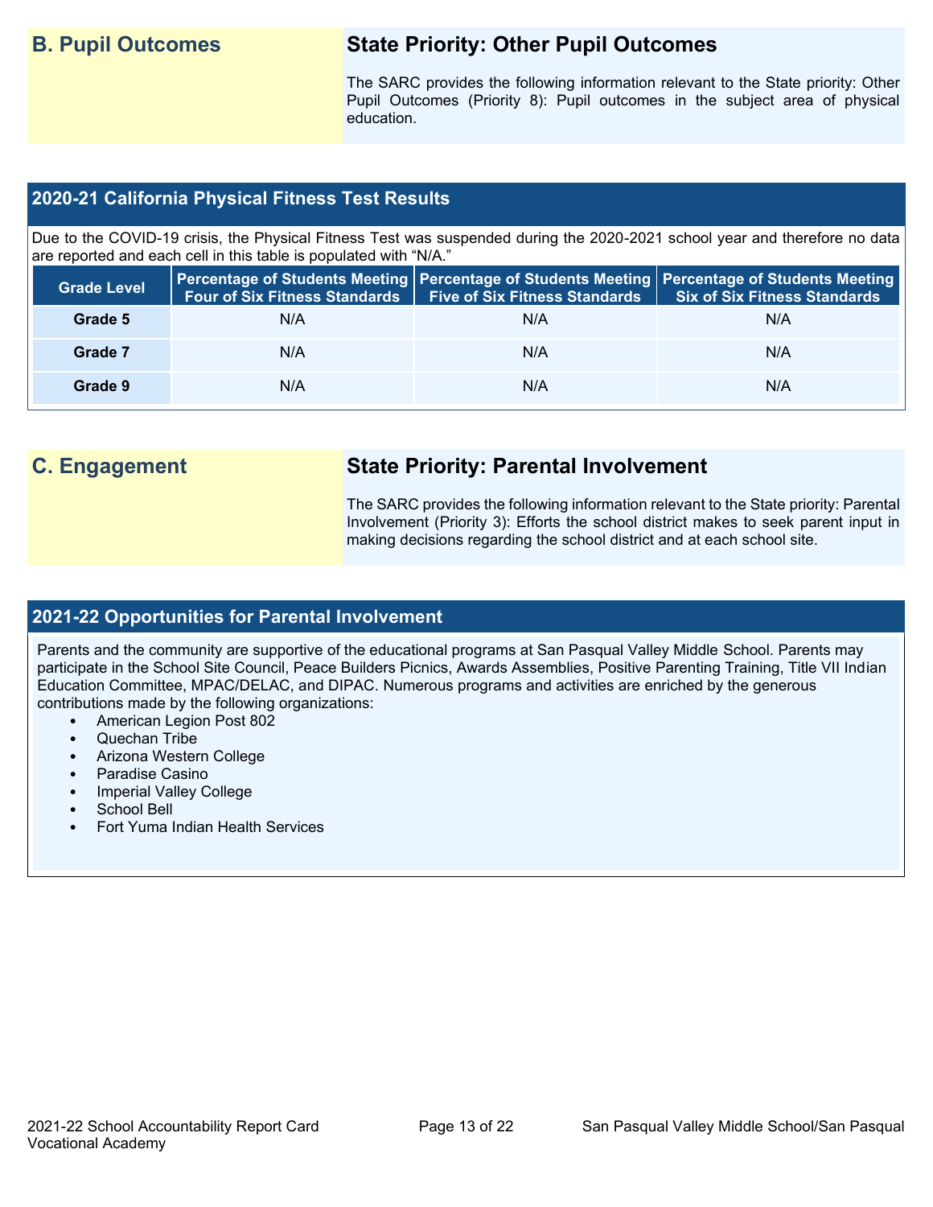## B. Pupil Outcomes

### State Priority: Other Pupil Outcomes

The SARC provides the following information relevant to the State priority: Other Pupil Outcomes (Priority 8): Pupil outcomes in the subject area of physical education.

### 2020-21 California Physical Fitness Test Results

Due to the COVID-19 crisis, the Physical Fitness Test was suspended during the 2020-2021 school year and therefore no data are reported and each cell in this table is populated with "N/A."

| Grade Level | Percentage of Students Meeting Four of Six Fitness Standards | Percentage of Students Meeting Five of Six Fitness Standards | Percentage of Students Meeting Six of Six Fitness Standards |
|---|---|---|---|
| Grade 5 | N/A | N/A | N/A |
| Grade 7 | N/A | N/A | N/A |
| Grade 9 | N/A | N/A | N/A |

## C. Engagement

### State Priority: Parental Involvement

The SARC provides the following information relevant to the State priority: Parental Involvement (Priority 3): Efforts the school district makes to seek parent input in making decisions regarding the school district and at each school site.

### 2021-22 Opportunities for Parental Involvement

Parents and the community are supportive of the educational programs at San Pasqual Valley Middle School. Parents may participate in the School Site Council, Peace Builders Picnics, Awards Assemblies, Positive Parenting Training, Title VII Indian Education Committee, MPAC/DELAC, and DIPAC. Numerous programs and activities are enriched by the generous contributions made by the following organizations:

- American Legion Post 802
- Quechan Tribe
- Arizona Western College
- Paradise Casino
- Imperial Valley College
- School Bell
- Fort Yuma Indian Health Services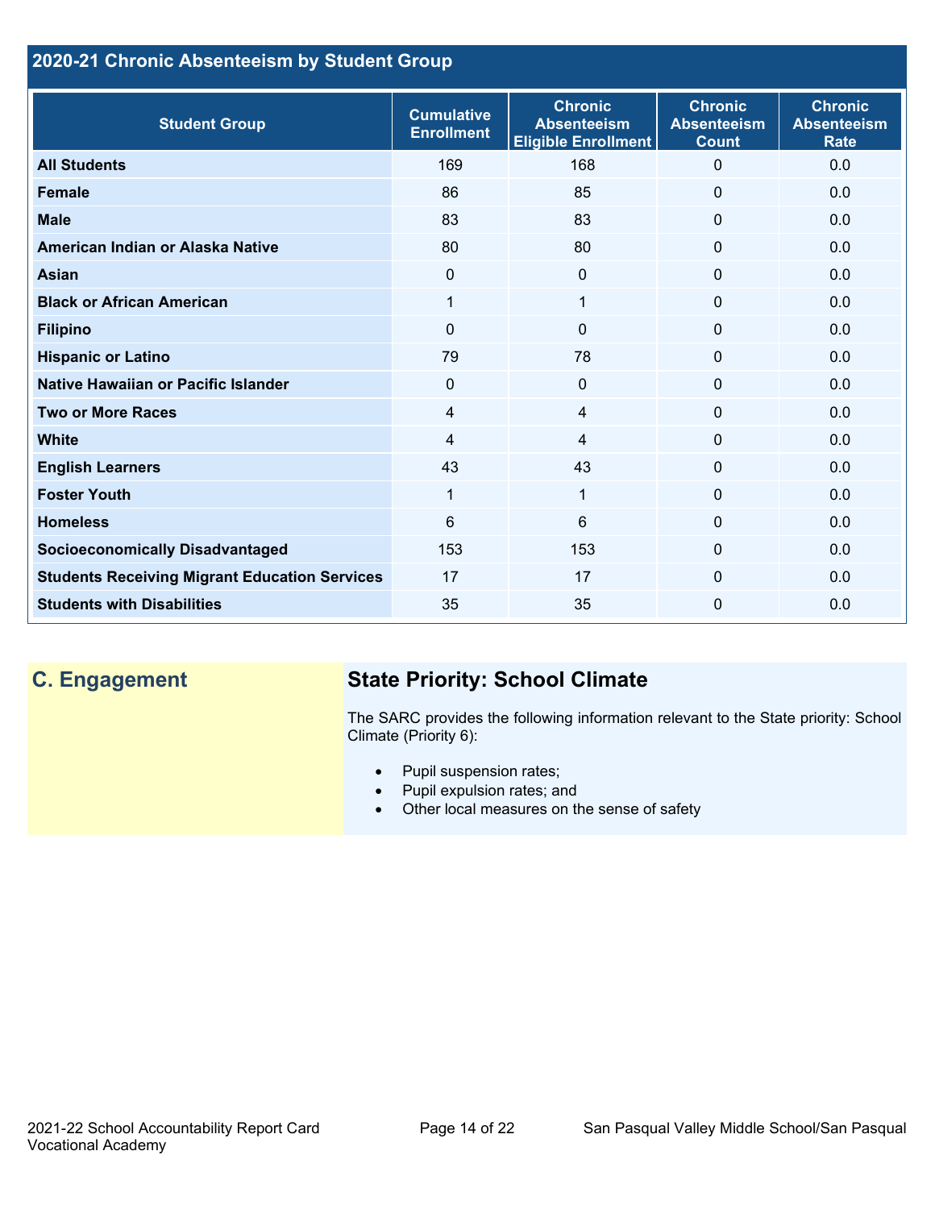## 2020-21 Chronic Absenteeism by Student Group

| Student Group | Cumulative Enrollment | Chronic Absenteeism Eligible Enrollment | Chronic Absenteeism Count | Chronic Absenteeism Rate |
|---|---|---|---|---|
| All Students | 169 | 168 | 0 | 0.0 |
| Female | 86 | 85 | 0 | 0.0 |
| Male | 83 | 83 | 0 | 0.0 |
| American Indian or Alaska Native | 80 | 80 | 0 | 0.0 |
| Asian | 0 | 0 | 0 | 0.0 |
| Black or African American | 1 | 1 | 0 | 0.0 |
| Filipino | 0 | 0 | 0 | 0.0 |
| Hispanic or Latino | 79 | 78 | 0 | 0.0 |
| Native Hawaiian or Pacific Islander | 0 | 0 | 0 | 0.0 |
| Two or More Races | 4 | 4 | 0 | 0.0 |
| White | 4 | 4 | 0 | 0.0 |
| English Learners | 43 | 43 | 0 | 0.0 |
| Foster Youth | 1 | 1 | 0 | 0.0 |
| Homeless | 6 | 6 | 0 | 0.0 |
| Socioeconomically Disadvantaged | 153 | 153 | 0 | 0.0 |
| Students Receiving Migrant Education Services | 17 | 17 | 0 | 0.0 |
| Students with Disabilities | 35 | 35 | 0 | 0.0 |

## C. Engagement

### State Priority: School Climate

The SARC provides the following information relevant to the State priority: School Climate (Priority 6):

- Pupil suspension rates;
- Pupil expulsion rates; and
- Other local measures on the sense of safety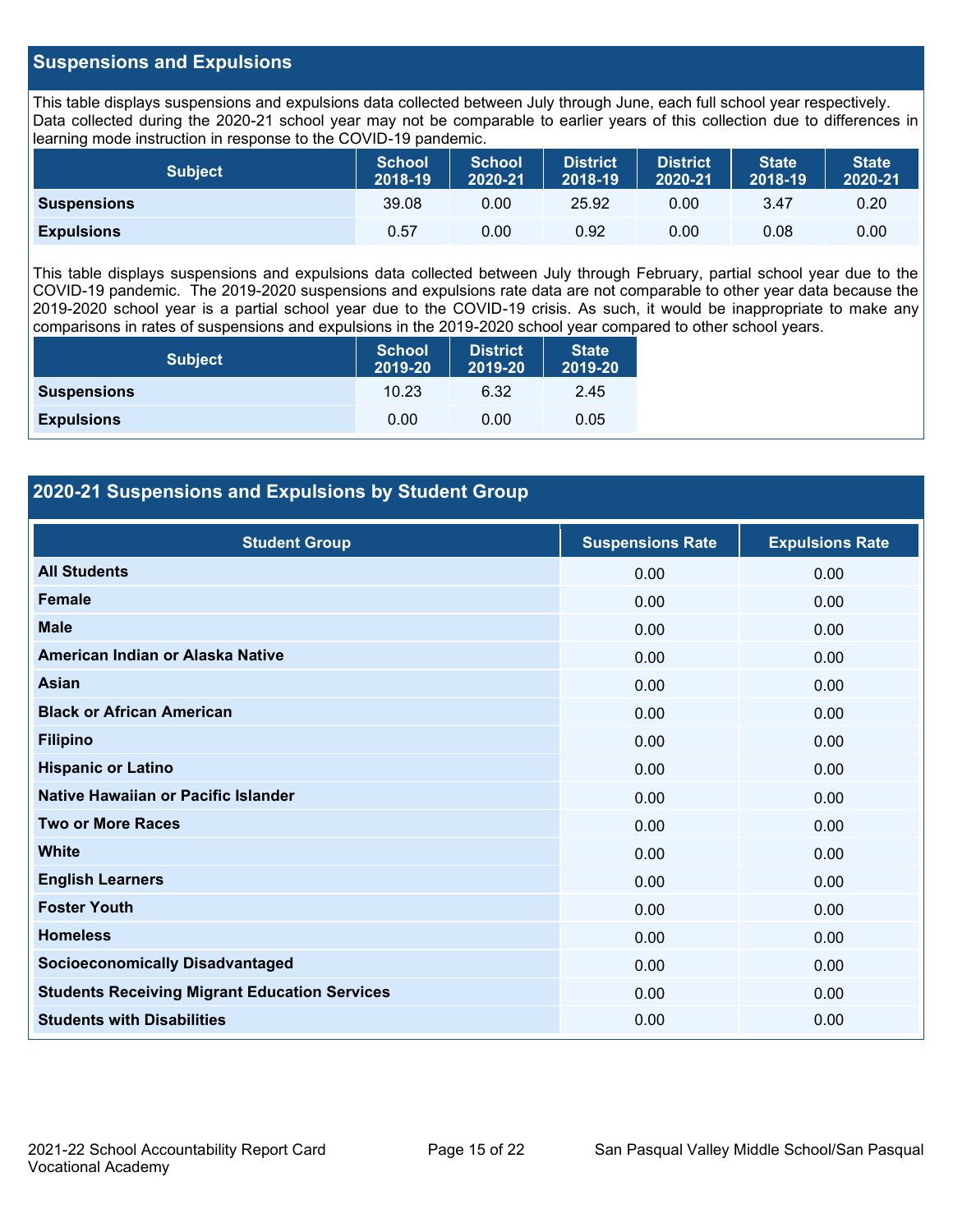## Suspensions and Expulsions

This table displays suspensions and expulsions data collected between July through June, each full school year respectively. Data collected during the 2020-21 school year may not be comparable to earlier years of this collection due to differences in learning mode instruction in response to the COVID-19 pandemic.

| Subject | School 2018-19 | School 2020-21 | District 2018-19 | District 2020-21 | State 2018-19 | State 2020-21 |
|---|---|---|---|---|---|---|
| **Suspensions** | 39.08 | 0.00 | 25.92 | 0.00 | 3.47 | 0.20 |
| **Expulsions** | 0.57 | 0.00 | 0.92 | 0.00 | 0.08 | 0.00 |

This table displays suspensions and expulsions data collected between July through February, partial school year due to the COVID-19 pandemic. The 2019-2020 suspensions and expulsions rate data are not comparable to other year data because the 2019-2020 school year is a partial school year due to the COVID-19 crisis. As such, it would be inappropriate to make any comparisons in rates of suspensions and expulsions in the 2019-2020 school year compared to other school years.

| Subject | School 2019-20 | District 2019-20 | State 2019-20 |
|---|---|---|---|
| **Suspensions** | 10.23 | 6.32 | 2.45 |
| **Expulsions** | 0.00 | 0.00 | 0.05 |

## 2020-21 Suspensions and Expulsions by Student Group

| Student Group | Suspensions Rate | Expulsions Rate |
|---|---|---|
| **All Students** | 0.00 | 0.00 |
| **Female** | 0.00 | 0.00 |
| **Male** | 0.00 | 0.00 |
| **American Indian or Alaska Native** | 0.00 | 0.00 |
| **Asian** | 0.00 | 0.00 |
| **Black or African American** | 0.00 | 0.00 |
| **Filipino** | 0.00 | 0.00 |
| **Hispanic or Latino** | 0.00 | 0.00 |
| **Native Hawaiian or Pacific Islander** | 0.00 | 0.00 |
| **Two or More Races** | 0.00 | 0.00 |
| **White** | 0.00 | 0.00 |
| **English Learners** | 0.00 | 0.00 |
| **Foster Youth** | 0.00 | 0.00 |
| **Homeless** | 0.00 | 0.00 |
| **Socioeconomically Disadvantaged** | 0.00 | 0.00 |
| **Students Receiving Migrant Education Services** | 0.00 | 0.00 |
| **Students with Disabilities** | 0.00 | 0.00 |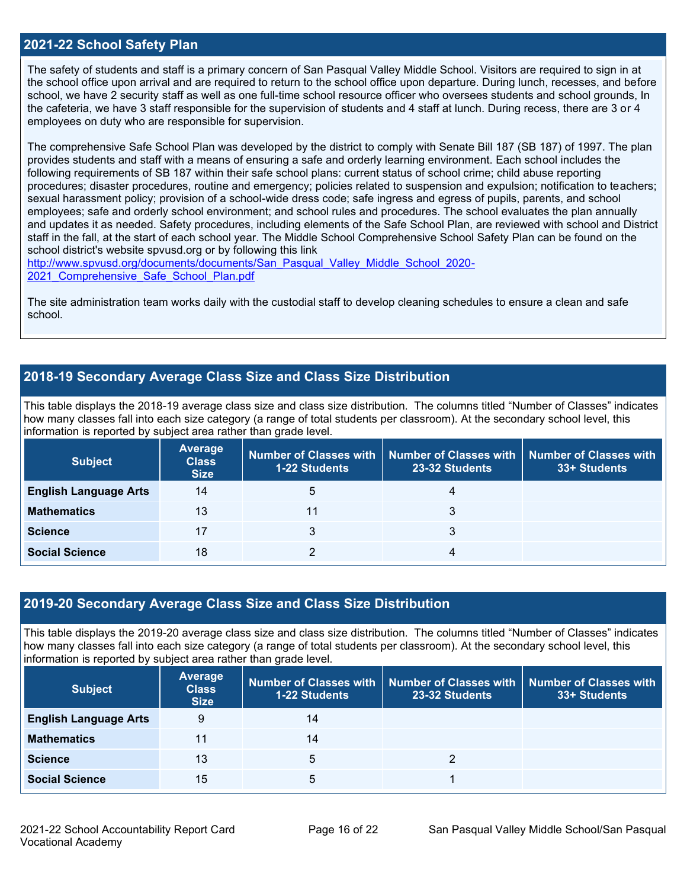## 2021-22 School Safety Plan

The safety of students and staff is a primary concern of San Pasqual Valley Middle School. Visitors are required to sign in at the school office upon arrival and are required to return to the school office upon departure. During lunch, recesses, and before school, we have 2 security staff as well as one full-time school resource officer who oversees students and school grounds, In the cafeteria, we have 3 staff responsible for the supervision of students and 4 staff at lunch. During recess, there are 3 or 4 employees on duty who are responsible for supervision.

The comprehensive Safe School Plan was developed by the district to comply with Senate Bill 187 (SB 187) of 1997. The plan provides students and staff with a means of ensuring a safe and orderly learning environment. Each school includes the following requirements of SB 187 within their safe school plans: current status of school crime; child abuse reporting procedures; disaster procedures, routine and emergency; policies related to suspension and expulsion; notification to teachers; sexual harassment policy; provision of a school-wide dress code; safe ingress and egress of pupils, parents, and school employees; safe and orderly school environment; and school rules and procedures. The school evaluates the plan annually and updates it as needed. Safety procedures, including elements of the Safe School Plan, are reviewed with school and District staff in the fall, at the start of each school year. The Middle School Comprehensive School Safety Plan can be found on the school district's website spvusd.org or by following this link
http://www.spvusd.org/documents/documents/San_Pasqual_Valley_Middle_School_2020-2021_Comprehensive_Safe_School_Plan.pdf

The site administration team works daily with the custodial staff to develop cleaning schedules to ensure a clean and safe school.

## 2018-19 Secondary Average Class Size and Class Size Distribution

This table displays the 2018-19 average class size and class size distribution. The columns titled "Number of Classes" indicates how many classes fall into each size category (a range of total students per classroom). At the secondary school level, this information is reported by subject area rather than grade level.

| Subject | Average Class Size | Number of Classes with 1-22 Students | Number of Classes with 23-32 Students | Number of Classes with 33+ Students |
|---|---|---|---|---|
| English Language Arts | 14 | 5 | 4 | |
| Mathematics | 13 | 11 | 3 | |
| Science | 17 | 3 | 3 | |
| Social Science | 18 | 2 | 4 | |

## 2019-20 Secondary Average Class Size and Class Size Distribution

This table displays the 2019-20 average class size and class size distribution. The columns titled "Number of Classes" indicates how many classes fall into each size category (a range of total students per classroom). At the secondary school level, this information is reported by subject area rather than grade level.

| Subject | Average Class Size | Number of Classes with 1-22 Students | Number of Classes with 23-32 Students | Number of Classes with 33+ Students |
|---|---|---|---|---|
| English Language Arts | 9 | 14 | | |
| Mathematics | 11 | 14 | | |
| Science | 13 | 5 | 2 | |
| Social Science | 15 | 5 | 1 | |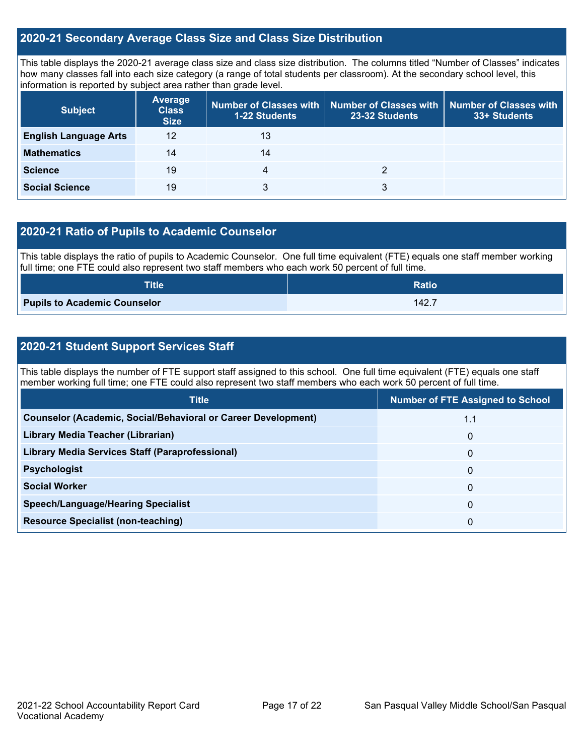## 2020-21 Secondary Average Class Size and Class Size Distribution

This table displays the 2020-21 average class size and class size distribution. The columns titled "Number of Classes" indicates how many classes fall into each size category (a range of total students per classroom). At the secondary school level, this information is reported by subject area rather than grade level.

| Subject | Average Class Size | Number of Classes with 1-22 Students | Number of Classes with 23-32 Students | Number of Classes with 33+ Students |
|---|---|---|---|---|
| **English Language Arts** | 12 | 13 | | |
| **Mathematics** | 14 | 14 | | |
| **Science** | 19 | 4 | 2 | |
| **Social Science** | 19 | 3 | 3 | |

## 2020-21 Ratio of Pupils to Academic Counselor

This table displays the ratio of pupils to Academic Counselor. One full time equivalent (FTE) equals one staff member working full time; one FTE could also represent two staff members who each work 50 percent of full time.

| Title | Ratio |
|---|---|
| **Pupils to Academic Counselor** | 142.7 |

## 2020-21 Student Support Services Staff

This table displays the number of FTE support staff assigned to this school. One full time equivalent (FTE) equals one staff member working full time; one FTE could also represent two staff members who each work 50 percent of full time.

| Title | Number of FTE Assigned to School |
|---|---|
| **Counselor (Academic, Social/Behavioral or Career Development)** | 1.1 |
| **Library Media Teacher (Librarian)** | 0 |
| **Library Media Services Staff (Paraprofessional)** | 0 |
| **Psychologist** | 0 |
| **Social Worker** | 0 |
| **Speech/Language/Hearing Specialist** | 0 |
| **Resource Specialist (non-teaching)** | 0 |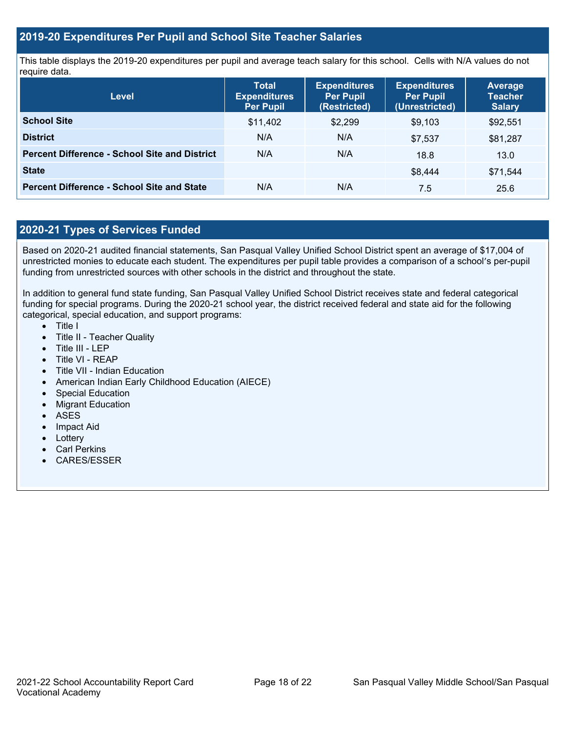## 2019-20 Expenditures Per Pupil and School Site Teacher Salaries

This table displays the 2019-20 expenditures per pupil and average teach salary for this school. Cells with N/A values do not require data.

| Level | Total Expenditures Per Pupil | Expenditures Per Pupil (Restricted) | Expenditures Per Pupil (Unrestricted) | Average Teacher Salary |
|---|---|---|---|---|
| **School Site** | $11,402 | $2,299 | $9,103 | $92,551 |
| **District** | N/A | N/A | $7,537 | $81,287 |
| **Percent Difference - School Site and District** | N/A | N/A | 18.8 | 13.0 |
| **State** | | | $8,444 | $71,544 |
| **Percent Difference - School Site and State** | N/A | N/A | 7.5 | 25.6 |

## 2020-21 Types of Services Funded

Based on 2020-21 audited financial statements, San Pasqual Valley Unified School District spent an average of $17,004 of unrestricted monies to educate each student. The expenditures per pupil table provides a comparison of a school's per-pupil funding from unrestricted sources with other schools in the district and throughout the state.

In addition to general fund state funding, San Pasqual Valley Unified School District receives state and federal categorical funding for special programs. During the 2020-21 school year, the district received federal and state aid for the following categorical, special education, and support programs:

- Title I
- Title II - Teacher Quality
- Title III - LEP
- Title VI - REAP
- Title VII - Indian Education
- American Indian Early Childhood Education (AIECE)
- Special Education
- Migrant Education
- ASES
- Impact Aid
- Lottery
- Carl Perkins
- CARES/ESSER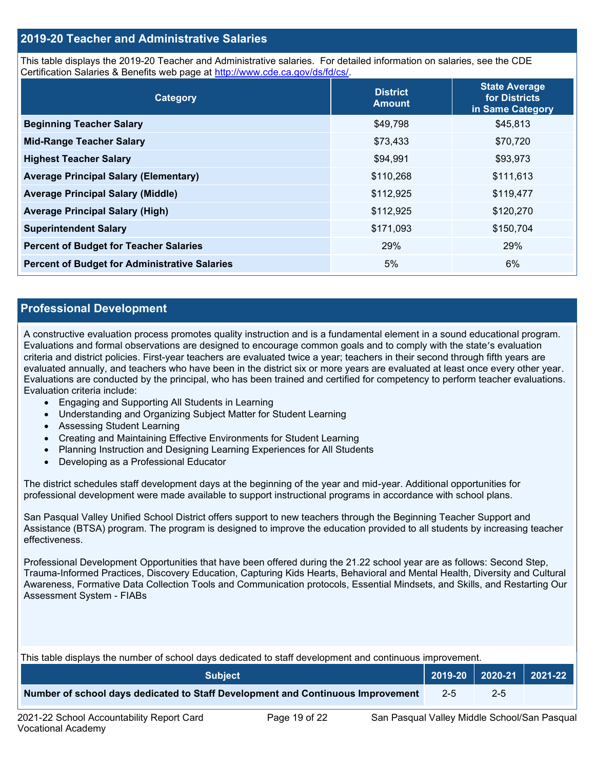## 2019-20 Teacher and Administrative Salaries

This table displays the 2019-20 Teacher and Administrative salaries. For detailed information on salaries, see the CDE Certification Salaries & Benefits web page at http://www.cde.ca.gov/ds/fd/cs/.

| Category | District Amount | State Average for Districts in Same Category |
|---|---|---|
| Beginning Teacher Salary | $49,798 | $45,813 |
| Mid-Range Teacher Salary | $73,433 | $70,720 |
| Highest Teacher Salary | $94,991 | $93,973 |
| Average Principal Salary (Elementary) | $110,268 | $111,613 |
| Average Principal Salary (Middle) | $112,925 | $119,477 |
| Average Principal Salary (High) | $112,925 | $120,270 |
| Superintendent Salary | $171,093 | $150,704 |
| Percent of Budget for Teacher Salaries | 29% | 29% |
| Percent of Budget for Administrative Salaries | 5% | 6% |

## Professional Development

A constructive evaluation process promotes quality instruction and is a fundamental element in a sound educational program. Evaluations and formal observations are designed to encourage common goals and to comply with the state's evaluation criteria and district policies. First-year teachers are evaluated twice a year; teachers in their second through fifth years are evaluated annually, and teachers who have been in the district six or more years are evaluated at least once every other year. Evaluations are conducted by the principal, who has been trained and certified for competency to perform teacher evaluations. Evaluation criteria include:

- Engaging and Supporting All Students in Learning
- Understanding and Organizing Subject Matter for Student Learning
- Assessing Student Learning
- Creating and Maintaining Effective Environments for Student Learning
- Planning Instruction and Designing Learning Experiences for All Students
- Developing as a Professional Educator

The district schedules staff development days at the beginning of the year and mid-year. Additional opportunities for professional development were made available to support instructional programs in accordance with school plans.

San Pasqual Valley Unified School District offers support to new teachers through the Beginning Teacher Support and Assistance (BTSA) program. The program is designed to improve the education provided to all students by increasing teacher effectiveness.

Professional Development Opportunities that have been offered during the 21.22 school year are as follows: Second Step, Trauma-Informed Practices, Discovery Education, Capturing Kids Hearts, Behavioral and Mental Health, Diversity and Cultural Awareness, Formative Data Collection Tools and Communication protocols, Essential Mindsets, and Skills, and Restarting Our Assessment System - FIABs

This table displays the number of school days dedicated to staff development and continuous improvement.

| Subject | 2019-20 | 2020-21 | 2021-22 |
|---|---|---|---|
| Number of school days dedicated to Staff Development and Continuous Improvement | 2-5 | 2-5 | |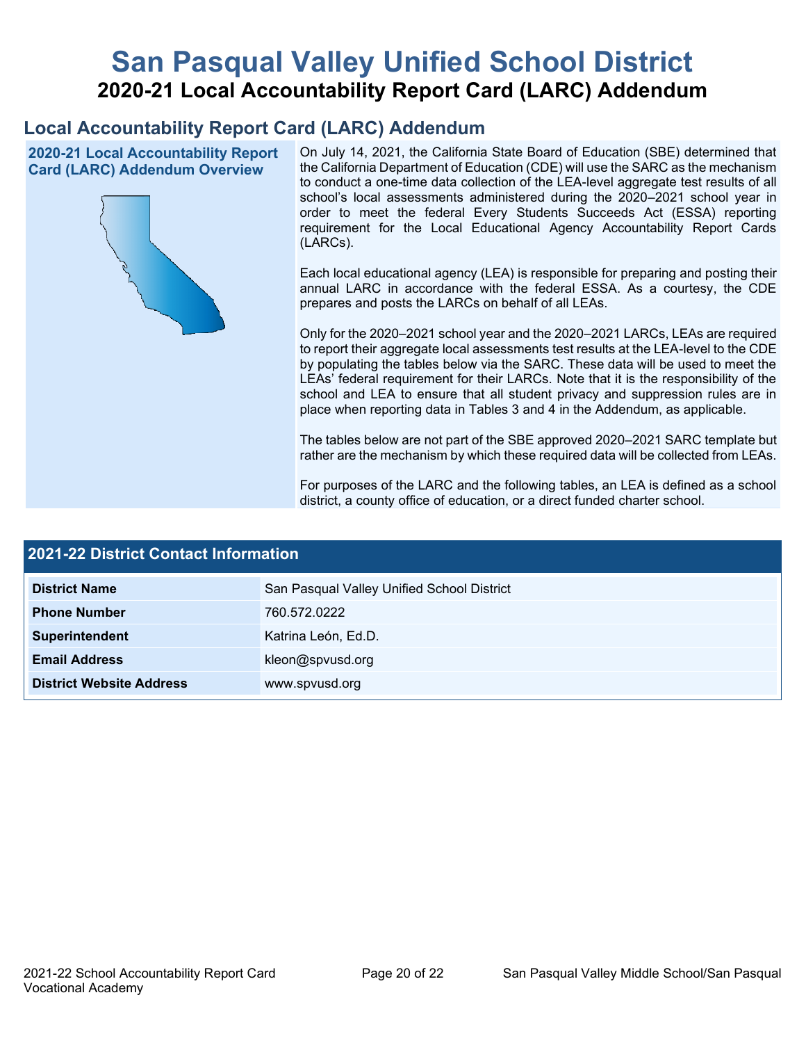# San Pasqual Valley Unified School District

## 2020-21 Local Accountability Report Card (LARC) Addendum

## Local Accountability Report Card (LARC) Addendum

**2020-21 Local Accountability Report Card (LARC) Addendum Overview**

On July 14, 2021, the California State Board of Education (SBE) determined that the California Department of Education (CDE) will use the SARC as the mechanism to conduct a one-time data collection of the LEA-level aggregate test results of all school's local assessments administered during the 2020–2021 school year in order to meet the federal Every Students Succeeds Act (ESSA) reporting requirement for the Local Educational Agency Accountability Report Cards (LARCs).

Each local educational agency (LEA) is responsible for preparing and posting their annual LARC in accordance with the federal ESSA. As a courtesy, the CDE prepares and posts the LARCs on behalf of all LEAs.

Only for the 2020–2021 school year and the 2020–2021 LARCs, LEAs are required to report their aggregate local assessments test results at the LEA-level to the CDE by populating the tables below via the SARC. These data will be used to meet the LEAs' federal requirement for their LARCs. Note that it is the responsibility of the school and LEA to ensure that all student privacy and suppression rules are in place when reporting data in Tables 3 and 4 in the Addendum, as applicable.

The tables below are not part of the SBE approved 2020–2021 SARC template but rather are the mechanism by which these required data will be collected from LEAs.

For purposes of the LARC and the following tables, an LEA is defined as a school district, a county office of education, or a direct funded charter school.

| 2021-22 District Contact Information | |
|---|---|
| **District Name** | San Pasqual Valley Unified School District |
| **Phone Number** | 760.572.0222 |
| **Superintendent** | Katrina León, Ed.D. |
| **Email Address** | kleon@spvusd.org |
| **District Website Address** | www.spvusd.org |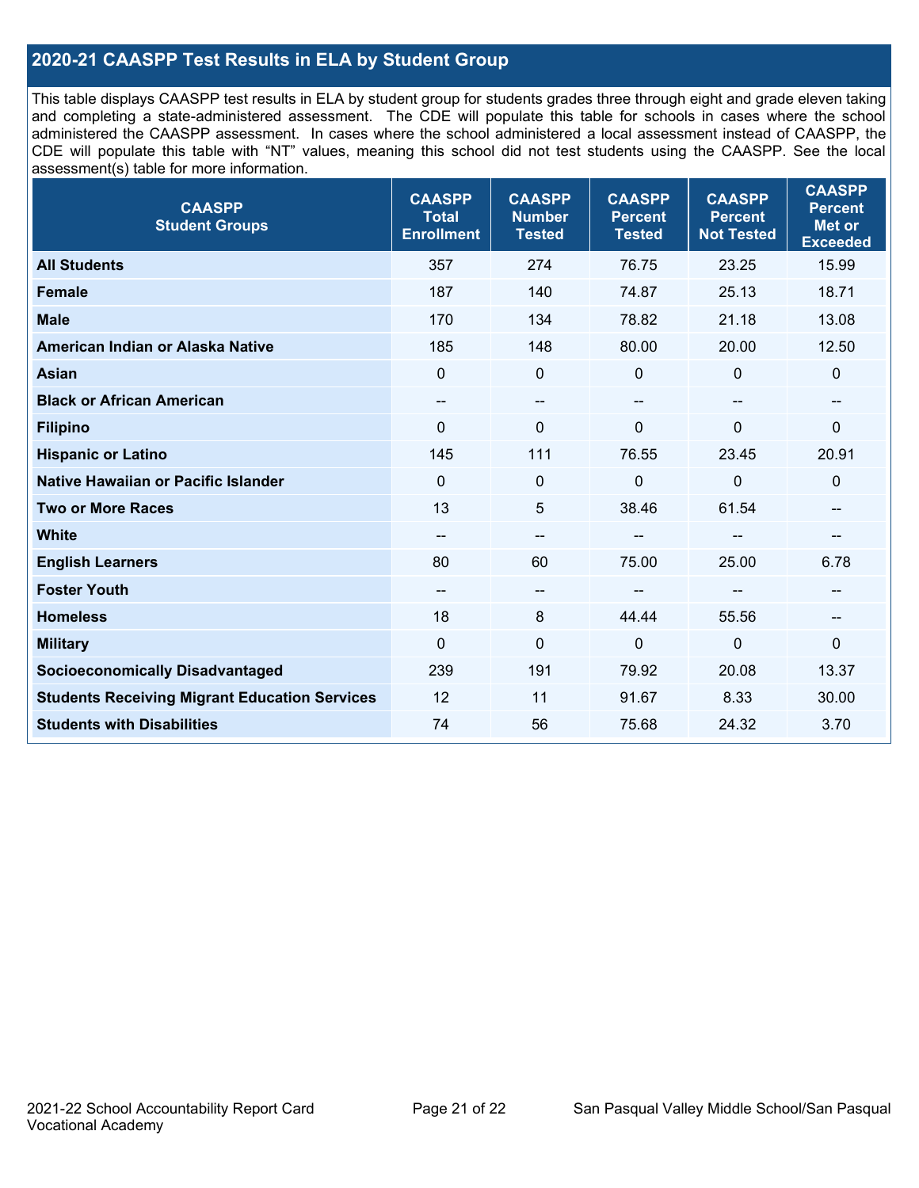## 2020-21 CAASPP Test Results in ELA by Student Group

This table displays CAASPP test results in ELA by student group for students grades three through eight and grade eleven taking and completing a state-administered assessment. The CDE will populate this table for schools in cases where the school administered the CAASPP assessment. In cases where the school administered a local assessment instead of CAASPP, the CDE will populate this table with "NT" values, meaning this school did not test students using the CAASPP. See the local assessment(s) table for more information.

| CAASPP Student Groups | CAASPP Total Enrollment | CAASPP Number Tested | CAASPP Percent Tested | CAASPP Percent Not Tested | CAASPP Percent Met or Exceeded |
|---|---|---|---|---|---|
| **All Students** | 357 | 274 | 76.75 | 23.25 | 15.99 |
| **Female** | 187 | 140 | 74.87 | 25.13 | 18.71 |
| **Male** | 170 | 134 | 78.82 | 21.18 | 13.08 |
| **American Indian or Alaska Native** | 185 | 148 | 80.00 | 20.00 | 12.50 |
| **Asian** | 0 | 0 | 0 | 0 | 0 |
| **Black or African American** | -- | -- | -- | -- | -- |
| **Filipino** | 0 | 0 | 0 | 0 | 0 |
| **Hispanic or Latino** | 145 | 111 | 76.55 | 23.45 | 20.91 |
| **Native Hawaiian or Pacific Islander** | 0 | 0 | 0 | 0 | 0 |
| **Two or More Races** | 13 | 5 | 38.46 | 61.54 | -- |
| **White** | -- | -- | -- | -- | -- |
| **English Learners** | 80 | 60 | 75.00 | 25.00 | 6.78 |
| **Foster Youth** | -- | -- | -- | -- | -- |
| **Homeless** | 18 | 8 | 44.44 | 55.56 | -- |
| **Military** | 0 | 0 | 0 | 0 | 0 |
| **Socioeconomically Disadvantaged** | 239 | 191 | 79.92 | 20.08 | 13.37 |
| **Students Receiving Migrant Education Services** | 12 | 11 | 91.67 | 8.33 | 30.00 |
| **Students with Disabilities** | 74 | 56 | 75.68 | 24.32 | 3.70 |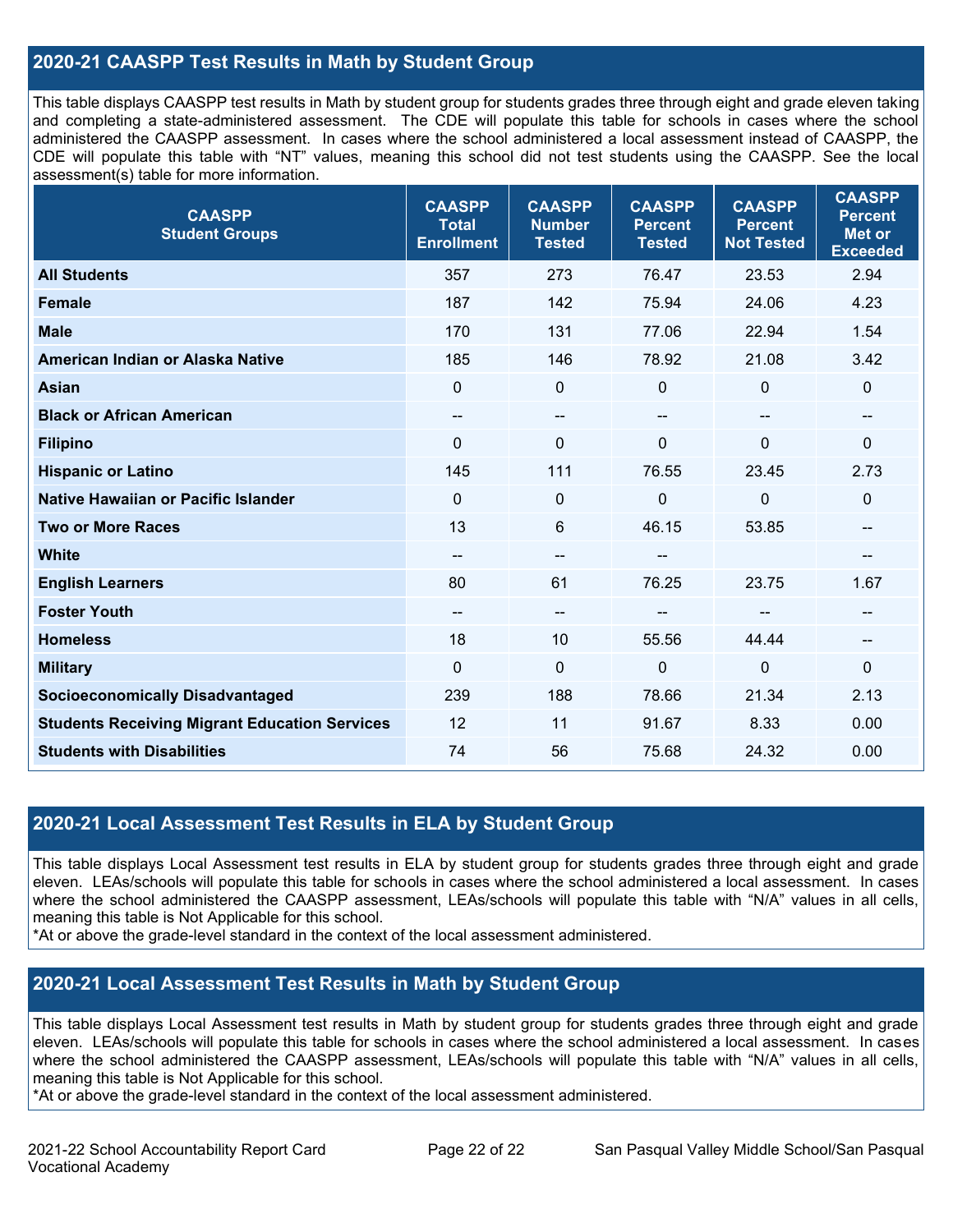## 2020-21 CAASPP Test Results in Math by Student Group

This table displays CAASPP test results in Math by student group for students grades three through eight and grade eleven taking and completing a state-administered assessment. The CDE will populate this table for schools in cases where the school administered the CAASPP assessment. In cases where the school administered a local assessment instead of CAASPP, the CDE will populate this table with "NT" values, meaning this school did not test students using the CAASPP. See the local assessment(s) table for more information.

| CAASPP Student Groups | CAASPP Total Enrollment | CAASPP Number Tested | CAASPP Percent Tested | CAASPP Percent Not Tested | CAASPP Percent Met or Exceeded |
|---|---|---|---|---|---|
| **All Students** | 357 | 273 | 76.47 | 23.53 | 2.94 |
| **Female** | 187 | 142 | 75.94 | 24.06 | 4.23 |
| **Male** | 170 | 131 | 77.06 | 22.94 | 1.54 |
| **American Indian or Alaska Native** | 185 | 146 | 78.92 | 21.08 | 3.42 |
| **Asian** | 0 | 0 | 0 | 0 | 0 |
| **Black or African American** | -- | -- | -- | -- | -- |
| **Filipino** | 0 | 0 | 0 | 0 | 0 |
| **Hispanic or Latino** | 145 | 111 | 76.55 | 23.45 | 2.73 |
| **Native Hawaiian or Pacific Islander** | 0 | 0 | 0 | 0 | 0 |
| **Two or More Races** | 13 | 6 | 46.15 | 53.85 | -- |
| **White** | -- | -- | -- | | -- |
| **English Learners** | 80 | 61 | 76.25 | 23.75 | 1.67 |
| **Foster Youth** | -- | -- | -- | -- | -- |
| **Homeless** | 18 | 10 | 55.56 | 44.44 | -- |
| **Military** | 0 | 0 | 0 | 0 | 0 |
| **Socioeconomically Disadvantaged** | 239 | 188 | 78.66 | 21.34 | 2.13 |
| **Students Receiving Migrant Education Services** | 12 | 11 | 91.67 | 8.33 | 0.00 |
| **Students with Disabilities** | 74 | 56 | 75.68 | 24.32 | 0.00 |

## 2020-21 Local Assessment Test Results in ELA by Student Group

This table displays Local Assessment test results in ELA by student group for students grades three through eight and grade eleven. LEAs/schools will populate this table for schools in cases where the school administered a local assessment. In cases where the school administered the CAASPP assessment, LEAs/schools will populate this table with "N/A" values in all cells, meaning this table is Not Applicable for this school.
*At or above the grade-level standard in the context of the local assessment administered.

## 2020-21 Local Assessment Test Results in Math by Student Group

This table displays Local Assessment test results in Math by student group for students grades three through eight and grade eleven. LEAs/schools will populate this table for schools in cases where the school administered a local assessment. In cases where the school administered the CAASPP assessment, LEAs/schools will populate this table with "N/A" values in all cells, meaning this table is Not Applicable for this school.
*At or above the grade-level standard in the context of the local assessment administered.